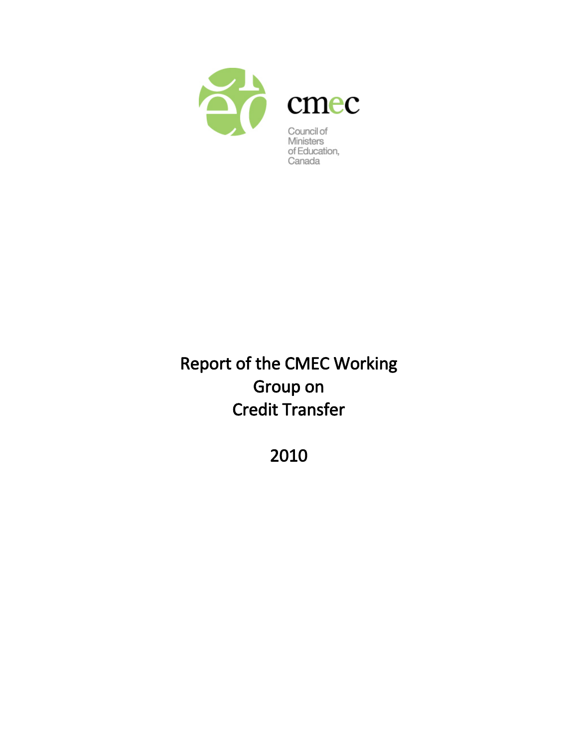cmec

Council of Ministers of Education, Canada

# Report of the CMEC Working Group on Credit Transfer

2010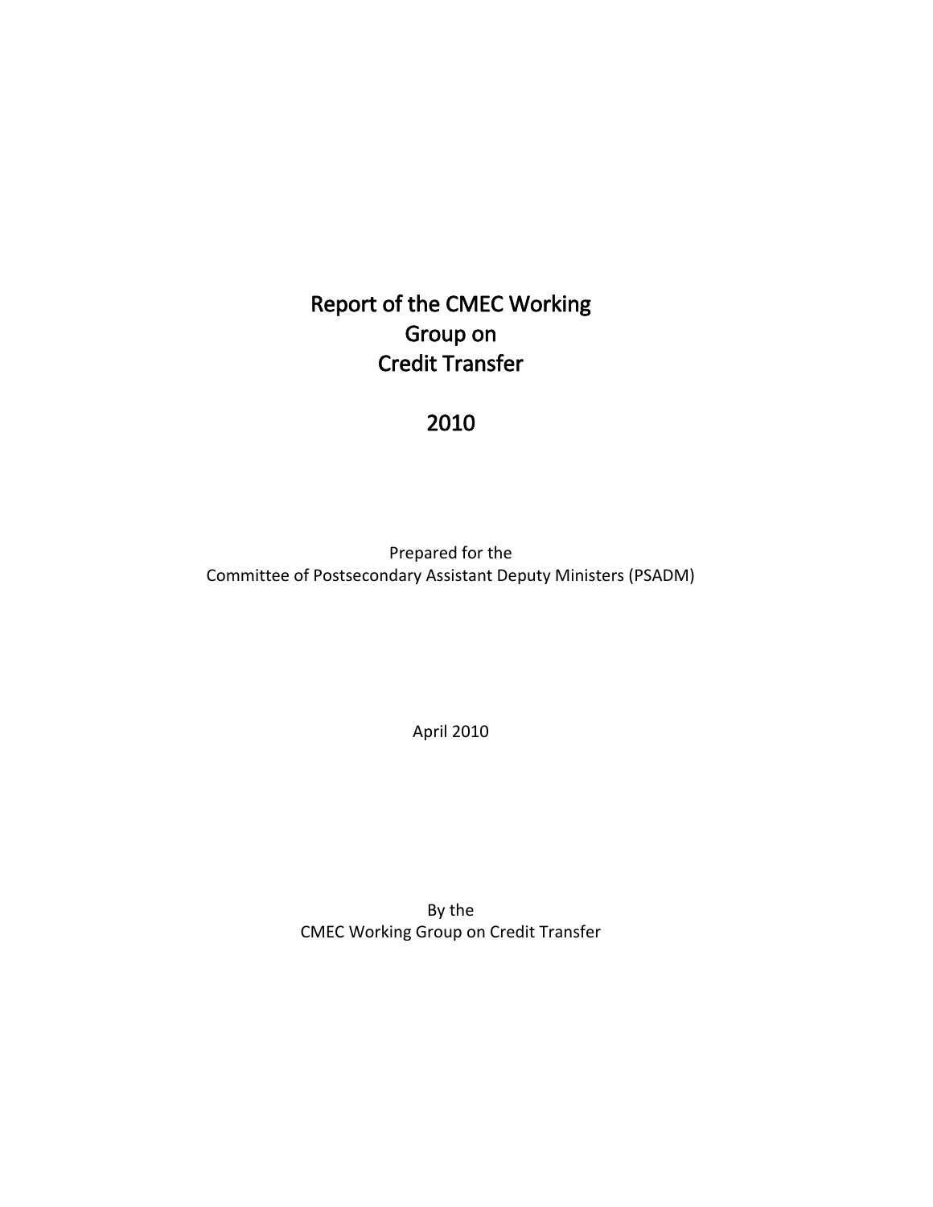# Report of the CMEC Working Group on Credit Transfer

# 2010

Prepared for the
Committee of Postsecondary Assistant Deputy Ministers (PSADM)

April 2010

By the
CMEC Working Group on Credit Transfer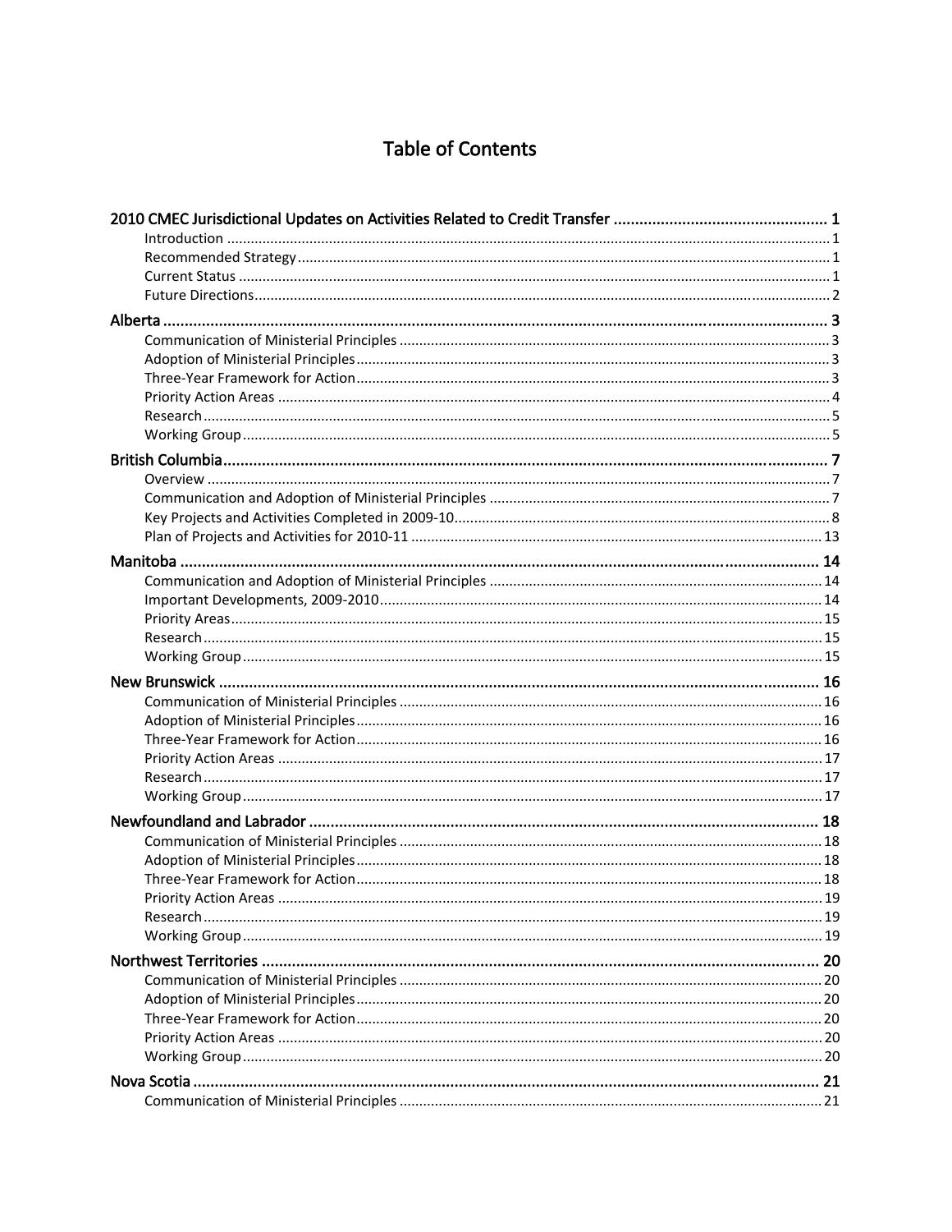# Table of Contents

**2010 CMEC Jurisdictional Updates on Activities Related to Credit Transfer** .......... 1
- Introduction .......... 1
- Recommended Strategy .......... 1
- Current Status .......... 1
- Future Directions .......... 2

**Alberta** .......... 3
- Communication of Ministerial Principles .......... 3
- Adoption of Ministerial Principles .......... 3
- Three-Year Framework for Action .......... 3
- Priority Action Areas .......... 4
- Research .......... 5
- Working Group .......... 5

**British Columbia** .......... 7
- Overview .......... 7
- Communication and Adoption of Ministerial Principles .......... 7
- Key Projects and Activities Completed in 2009-10 .......... 8
- Plan of Projects and Activities for 2010-11 .......... 13

**Manitoba** .......... 14
- Communication and Adoption of Ministerial Principles .......... 14
- Important Developments, 2009-2010 .......... 14
- Priority Areas .......... 15
- Research .......... 15
- Working Group .......... 15

**New Brunswick** .......... 16
- Communication of Ministerial Principles .......... 16
- Adoption of Ministerial Principles .......... 16
- Three-Year Framework for Action .......... 16
- Priority Action Areas .......... 17
- Research .......... 17
- Working Group .......... 17

**Newfoundland and Labrador** .......... 18
- Communication of Ministerial Principles .......... 18
- Adoption of Ministerial Principles .......... 18
- Three-Year Framework for Action .......... 18
- Priority Action Areas .......... 19
- Research .......... 19
- Working Group .......... 19

**Northwest Territories** .......... 20
- Communication of Ministerial Principles .......... 20
- Adoption of Ministerial Principles .......... 20
- Three-Year Framework for Action .......... 20
- Priority Action Areas .......... 20
- Working Group .......... 20

**Nova Scotia** .......... 21
- Communication of Ministerial Principles .......... 21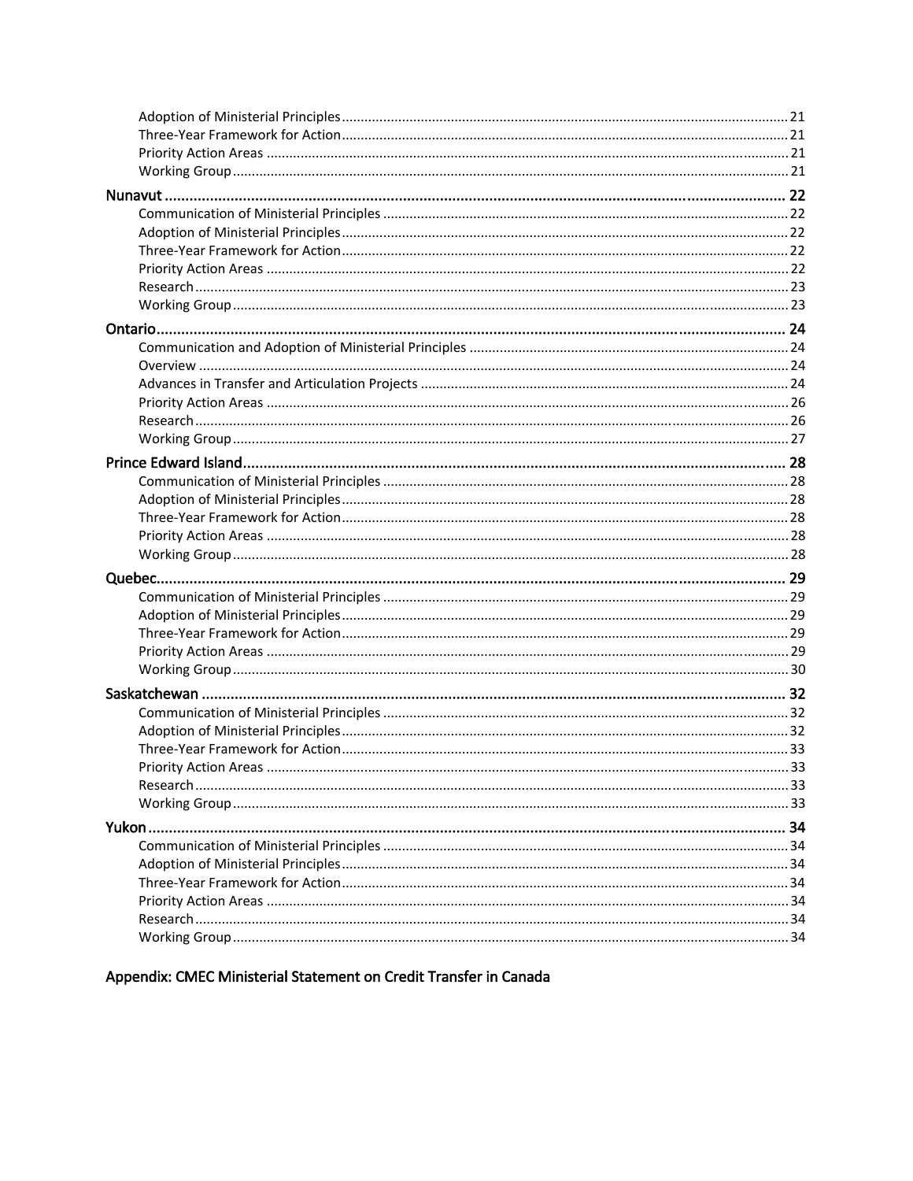- Adoption of Ministerial Principles ..... 21
- Three-Year Framework for Action ..... 21
- Priority Action Areas ..... 21
- Working Group ..... 21

**Nunavut ..... 22**

- Communication of Ministerial Principles ..... 22
- Adoption of Ministerial Principles ..... 22
- Three-Year Framework for Action ..... 22
- Priority Action Areas ..... 22
- Research ..... 23
- Working Group ..... 23

**Ontario ..... 24**

- Communication and Adoption of Ministerial Principles ..... 24
- Overview ..... 24
- Advances in Transfer and Articulation Projects ..... 24
- Priority Action Areas ..... 26
- Research ..... 26
- Working Group ..... 27

**Prince Edward Island ..... 28**

- Communication of Ministerial Principles ..... 28
- Adoption of Ministerial Principles ..... 28
- Three-Year Framework for Action ..... 28
- Priority Action Areas ..... 28
- Working Group ..... 28

**Quebec ..... 29**

- Communication of Ministerial Principles ..... 29
- Adoption of Ministerial Principles ..... 29
- Three-Year Framework for Action ..... 29
- Priority Action Areas ..... 29
- Working Group ..... 30

**Saskatchewan ..... 32**

- Communication of Ministerial Principles ..... 32
- Adoption of Ministerial Principles ..... 32
- Three-Year Framework for Action ..... 33
- Priority Action Areas ..... 33
- Research ..... 33
- Working Group ..... 33

**Yukon ..... 34**

- Communication of Ministerial Principles ..... 34
- Adoption of Ministerial Principles ..... 34
- Three-Year Framework for Action ..... 34
- Priority Action Areas ..... 34
- Research ..... 34
- Working Group ..... 34

**Appendix: CMEC Ministerial Statement on Credit Transfer in Canada**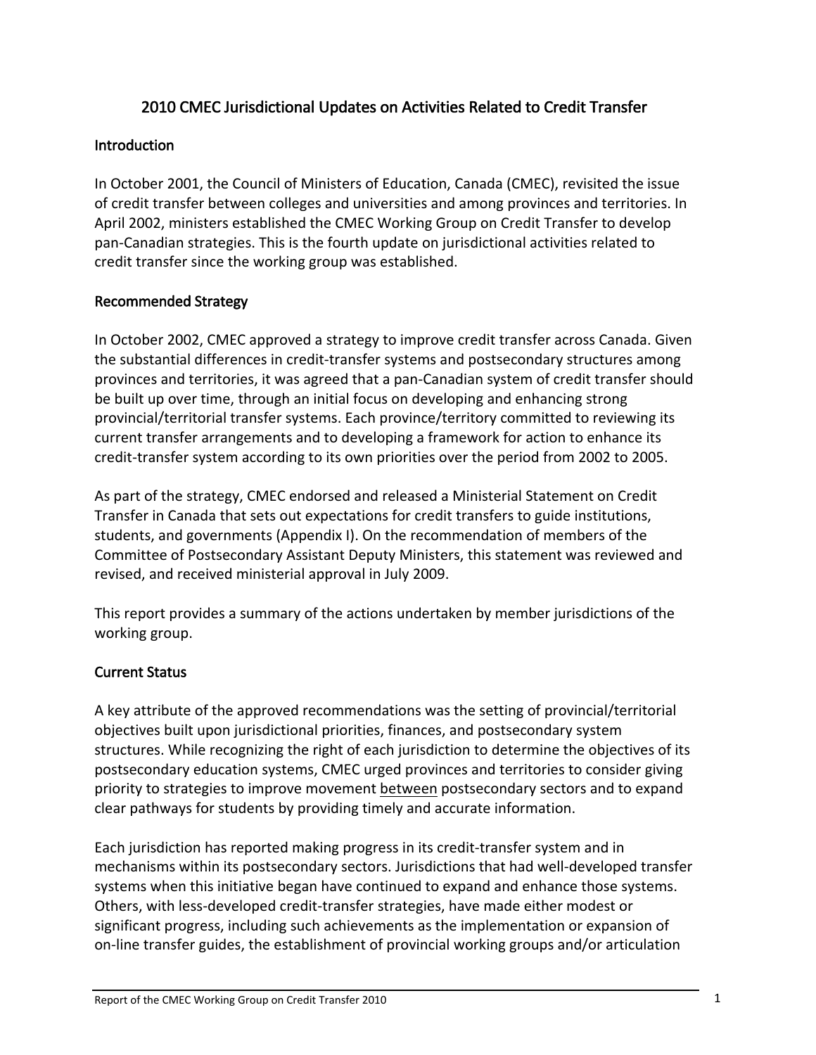# 2010 CMEC Jurisdictional Updates on Activities Related to Credit Transfer

## Introduction

In October 2001, the Council of Ministers of Education, Canada (CMEC), revisited the issue of credit transfer between colleges and universities and among provinces and territories. In April 2002, ministers established the CMEC Working Group on Credit Transfer to develop pan-Canadian strategies. This is the fourth update on jurisdictional activities related to credit transfer since the working group was established.

## Recommended Strategy

In October 2002, CMEC approved a strategy to improve credit transfer across Canada. Given the substantial differences in credit-transfer systems and postsecondary structures among provinces and territories, it was agreed that a pan-Canadian system of credit transfer should be built up over time, through an initial focus on developing and enhancing strong provincial/territorial transfer systems. Each province/territory committed to reviewing its current transfer arrangements and to developing a framework for action to enhance its credit-transfer system according to its own priorities over the period from 2002 to 2005.

As part of the strategy, CMEC endorsed and released a Ministerial Statement on Credit Transfer in Canada that sets out expectations for credit transfers to guide institutions, students, and governments (Appendix I). On the recommendation of members of the Committee of Postsecondary Assistant Deputy Ministers, this statement was reviewed and revised, and received ministerial approval in July 2009.

This report provides a summary of the actions undertaken by member jurisdictions of the working group.

## Current Status

A key attribute of the approved recommendations was the setting of provincial/territorial objectives built upon jurisdictional priorities, finances, and postsecondary system structures. While recognizing the right of each jurisdiction to determine the objectives of its postsecondary education systems, CMEC urged provinces and territories to consider giving priority to strategies to improve movement <u>between</u> postsecondary sectors and to expand clear pathways for students by providing timely and accurate information.

Each jurisdiction has reported making progress in its credit-transfer system and in mechanisms within its postsecondary sectors. Jurisdictions that had well-developed transfer systems when this initiative began have continued to expand and enhance those systems. Others, with less-developed credit-transfer strategies, have made either modest or significant progress, including such achievements as the implementation or expansion of on-line transfer guides, the establishment of provincial working groups and/or articulation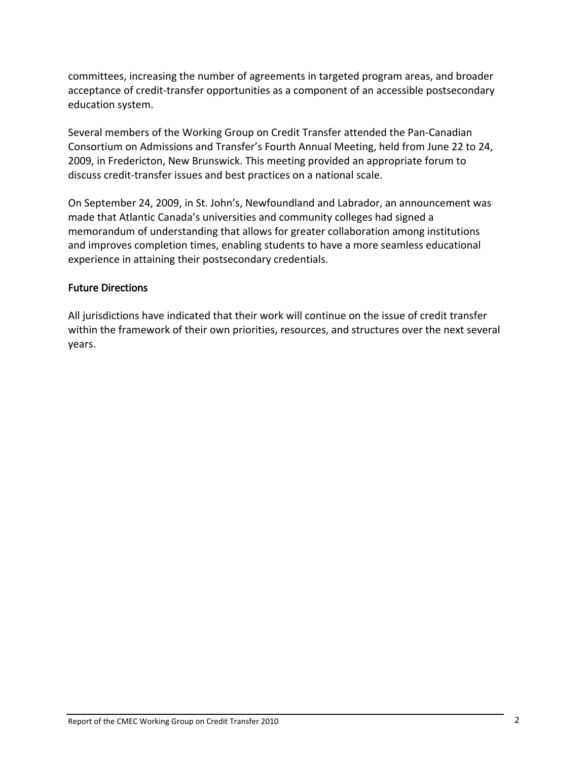committees, increasing the number of agreements in targeted program areas, and broader acceptance of credit-transfer opportunities as a component of an accessible postsecondary education system.

Several members of the Working Group on Credit Transfer attended the Pan-Canadian Consortium on Admissions and Transfer's Fourth Annual Meeting, held from June 22 to 24, 2009, in Fredericton, New Brunswick. This meeting provided an appropriate forum to discuss credit-transfer issues and best practices on a national scale.

On September 24, 2009, in St. John's, Newfoundland and Labrador, an announcement was made that Atlantic Canada's universities and community colleges had signed a memorandum of understanding that allows for greater collaboration among institutions and improves completion times, enabling students to have a more seamless educational experience in attaining their postsecondary credentials.

## Future Directions

All jurisdictions have indicated that their work will continue on the issue of credit transfer within the framework of their own priorities, resources, and structures over the next several years.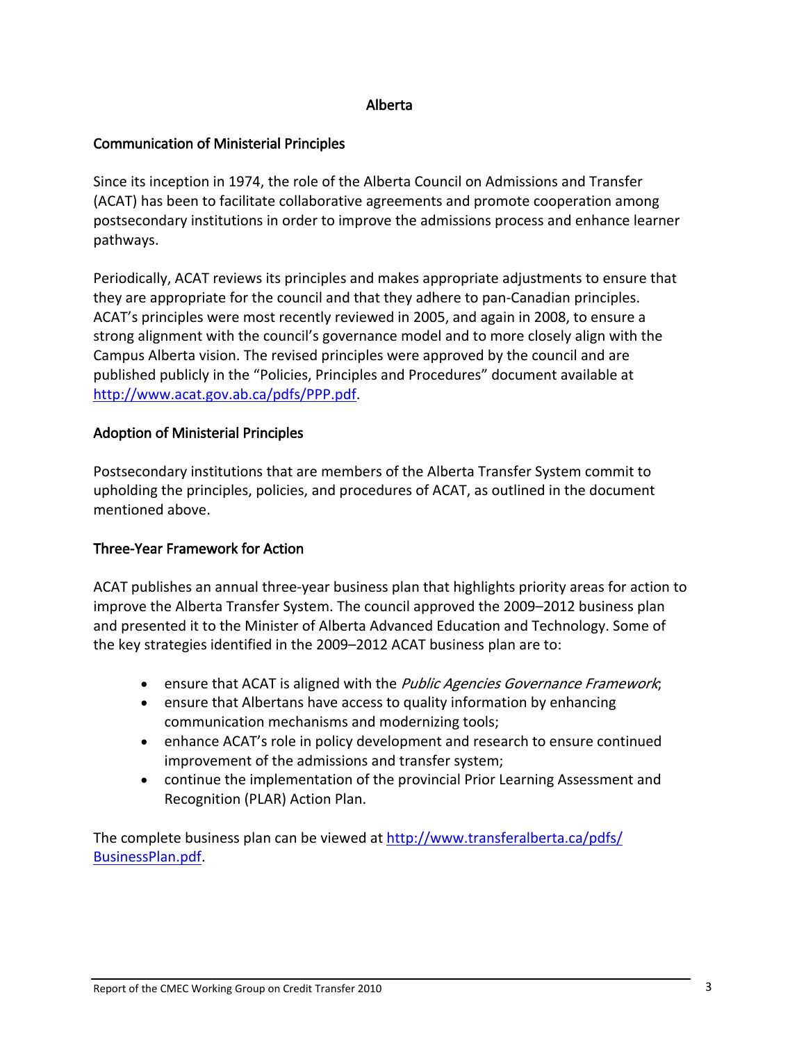# Alberta

## Communication of Ministerial Principles

Since its inception in 1974, the role of the Alberta Council on Admissions and Transfer (ACAT) has been to facilitate collaborative agreements and promote cooperation among postsecondary institutions in order to improve the admissions process and enhance learner pathways.

Periodically, ACAT reviews its principles and makes appropriate adjustments to ensure that they are appropriate for the council and that they adhere to pan-Canadian principles. ACAT's principles were most recently reviewed in 2005, and again in 2008, to ensure a strong alignment with the council's governance model and to more closely align with the Campus Alberta vision. The revised principles were approved by the council and are published publicly in the "Policies, Principles and Procedures" document available at http://www.acat.gov.ab.ca/pdfs/PPP.pdf.

## Adoption of Ministerial Principles

Postsecondary institutions that are members of the Alberta Transfer System commit to upholding the principles, policies, and procedures of ACAT, as outlined in the document mentioned above.

## Three-Year Framework for Action

ACAT publishes an annual three-year business plan that highlights priority areas for action to improve the Alberta Transfer System. The council approved the 2009–2012 business plan and presented it to the Minister of Alberta Advanced Education and Technology. Some of the key strategies identified in the 2009–2012 ACAT business plan are to:

- ensure that ACAT is aligned with the *Public Agencies Governance Framework*;
- ensure that Albertans have access to quality information by enhancing communication mechanisms and modernizing tools;
- enhance ACAT's role in policy development and research to ensure continued improvement of the admissions and transfer system;
- continue the implementation of the provincial Prior Learning Assessment and Recognition (PLAR) Action Plan.

The complete business plan can be viewed at http://www.transferalberta.ca/pdfs/BusinessPlan.pdf.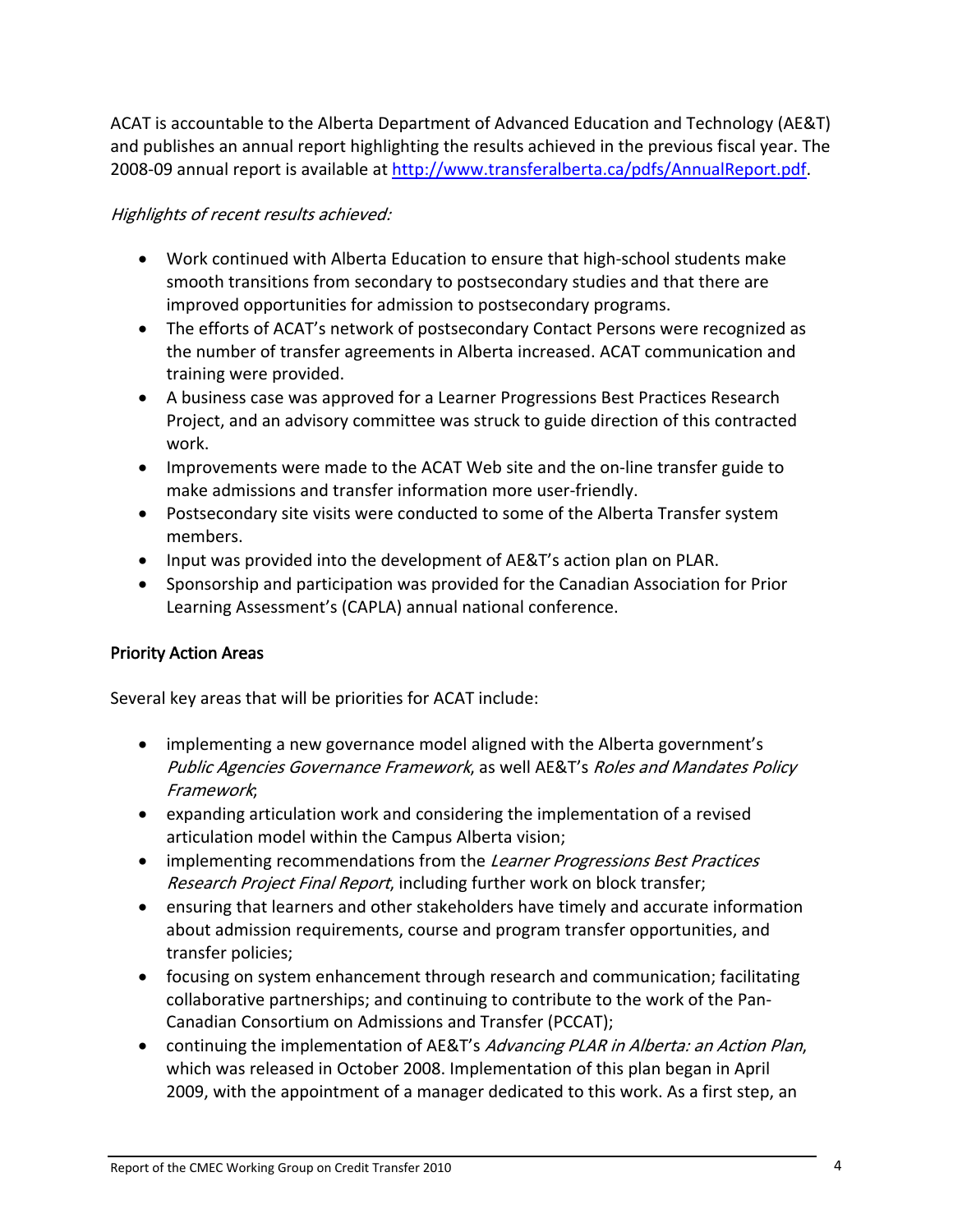ACAT is accountable to the Alberta Department of Advanced Education and Technology (AE&T) and publishes an annual report highlighting the results achieved in the previous fiscal year. The 2008-09 annual report is available at http://www.transferalberta.ca/pdfs/AnnualReport.pdf.

*Highlights of recent results achieved:*

- Work continued with Alberta Education to ensure that high-school students make smooth transitions from secondary to postsecondary studies and that there are improved opportunities for admission to postsecondary programs.
- The efforts of ACAT's network of postsecondary Contact Persons were recognized as the number of transfer agreements in Alberta increased. ACAT communication and training were provided.
- A business case was approved for a Learner Progressions Best Practices Research Project, and an advisory committee was struck to guide direction of this contracted work.
- Improvements were made to the ACAT Web site and the on-line transfer guide to make admissions and transfer information more user-friendly.
- Postsecondary site visits were conducted to some of the Alberta Transfer system members.
- Input was provided into the development of AE&T's action plan on PLAR.
- Sponsorship and participation was provided for the Canadian Association for Prior Learning Assessment's (CAPLA) annual national conference.

**Priority Action Areas**

Several key areas that will be priorities for ACAT include:

- implementing a new governance model aligned with the Alberta government's *Public Agencies Governance Framework*, as well AE&T's *Roles and Mandates Policy Framework*;
- expanding articulation work and considering the implementation of a revised articulation model within the Campus Alberta vision;
- implementing recommendations from the *Learner Progressions Best Practices Research Project Final Report*, including further work on block transfer;
- ensuring that learners and other stakeholders have timely and accurate information about admission requirements, course and program transfer opportunities, and transfer policies;
- focusing on system enhancement through research and communication; facilitating collaborative partnerships; and continuing to contribute to the work of the Pan-Canadian Consortium on Admissions and Transfer (PCCAT);
- continuing the implementation of AE&T's *Advancing PLAR in Alberta: an Action Plan*, which was released in October 2008. Implementation of this plan began in April 2009, with the appointment of a manager dedicated to this work. As a first step, an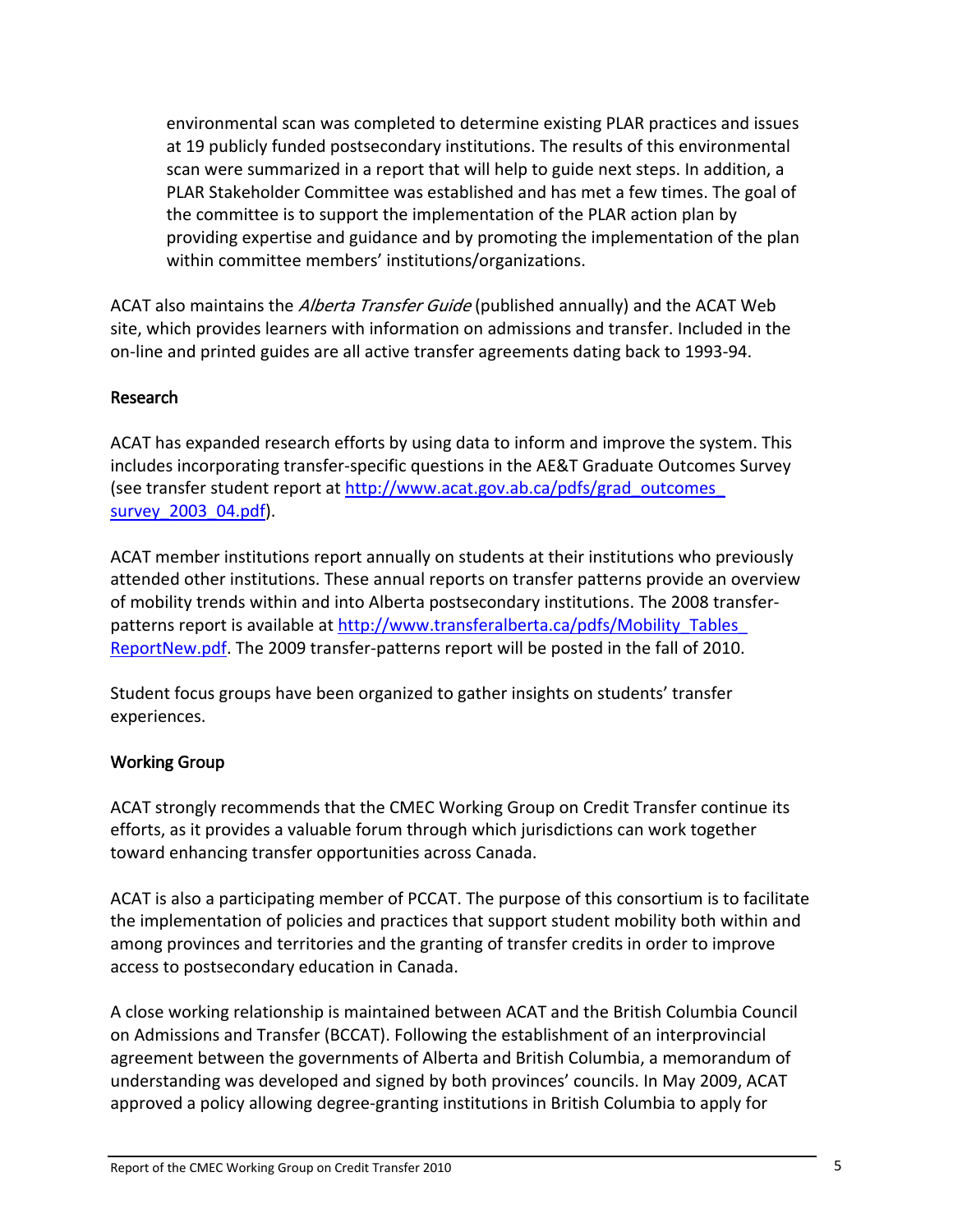environmental scan was completed to determine existing PLAR practices and issues at 19 publicly funded postsecondary institutions. The results of this environmental scan were summarized in a report that will help to guide next steps. In addition, a PLAR Stakeholder Committee was established and has met a few times. The goal of the committee is to support the implementation of the PLAR action plan by providing expertise and guidance and by promoting the implementation of the plan within committee members' institutions/organizations.

ACAT also maintains the *Alberta Transfer Guide* (published annually) and the ACAT Web site, which provides learners with information on admissions and transfer. Included in the on-line and printed guides are all active transfer agreements dating back to 1993-94.

### Research

ACAT has expanded research efforts by using data to inform and improve the system. This includes incorporating transfer-specific questions in the AE&T Graduate Outcomes Survey (see transfer student report at http://www.acat.gov.ab.ca/pdfs/grad_outcomes_survey_2003_04.pdf).

ACAT member institutions report annually on students at their institutions who previously attended other institutions. These annual reports on transfer patterns provide an overview of mobility trends within and into Alberta postsecondary institutions. The 2008 transfer-patterns report is available at http://www.transferalberta.ca/pdfs/Mobility_Tables_ReportNew.pdf. The 2009 transfer-patterns report will be posted in the fall of 2010.

Student focus groups have been organized to gather insights on students' transfer experiences.

### Working Group

ACAT strongly recommends that the CMEC Working Group on Credit Transfer continue its efforts, as it provides a valuable forum through which jurisdictions can work together toward enhancing transfer opportunities across Canada.

ACAT is also a participating member of PCCAT. The purpose of this consortium is to facilitate the implementation of policies and practices that support student mobility both within and among provinces and territories and the granting of transfer credits in order to improve access to postsecondary education in Canada.

A close working relationship is maintained between ACAT and the British Columbia Council on Admissions and Transfer (BCCAT). Following the establishment of an interprovincial agreement between the governments of Alberta and British Columbia, a memorandum of understanding was developed and signed by both provinces' councils. In May 2009, ACAT approved a policy allowing degree-granting institutions in British Columbia to apply for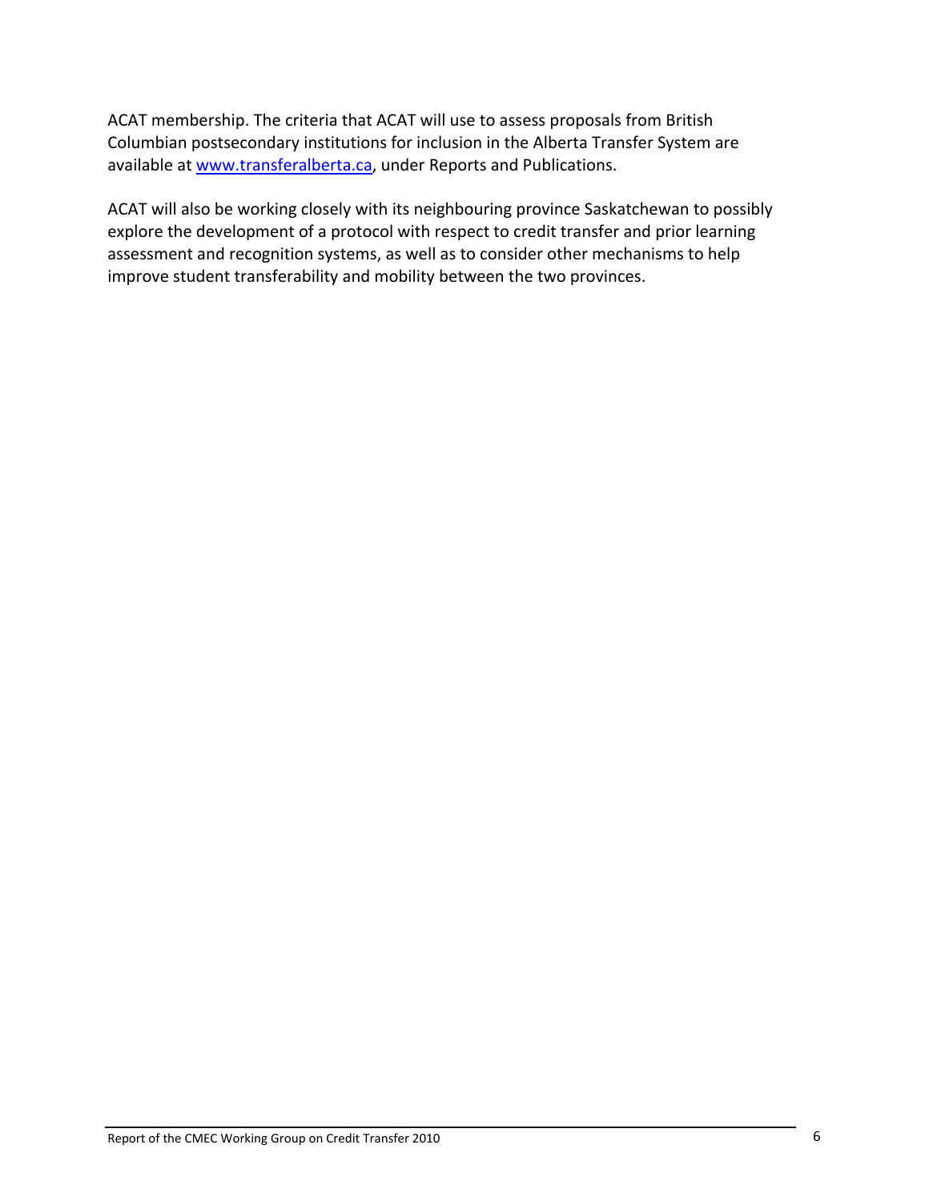ACAT membership. The criteria that ACAT will use to assess proposals from British Columbian postsecondary institutions for inclusion in the Alberta Transfer System are available at [www.transferalberta.ca](http://www.transferalberta.ca), under Reports and Publications.

ACAT will also be working closely with its neighbouring province Saskatchewan to possibly explore the development of a protocol with respect to credit transfer and prior learning assessment and recognition systems, as well as to consider other mechanisms to help improve student transferability and mobility between the two provinces.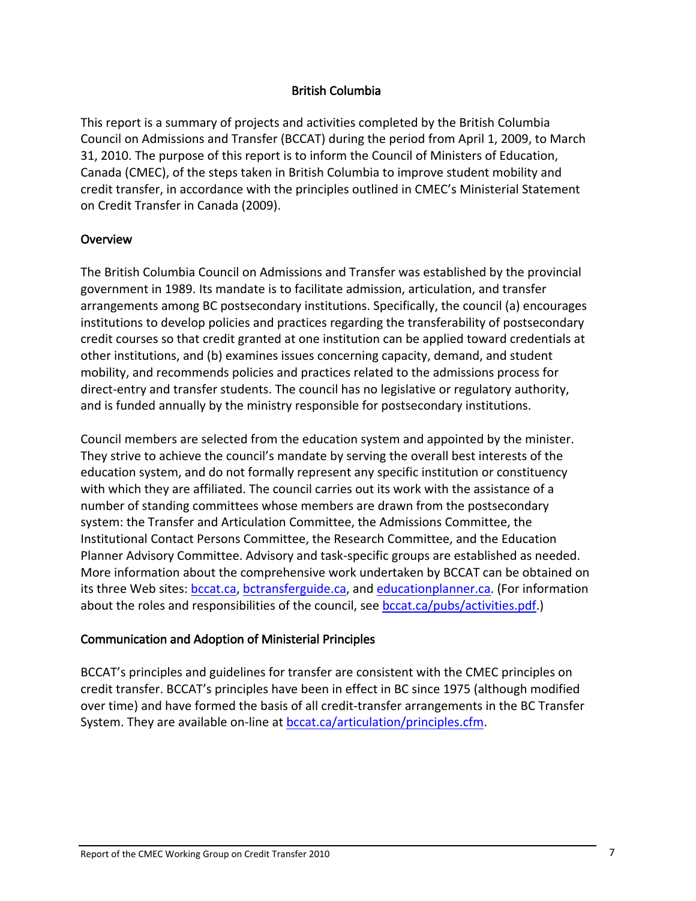## British Columbia

This report is a summary of projects and activities completed by the British Columbia Council on Admissions and Transfer (BCCAT) during the period from April 1, 2009, to March 31, 2010. The purpose of this report is to inform the Council of Ministers of Education, Canada (CMEC), of the steps taken in British Columbia to improve student mobility and credit transfer, in accordance with the principles outlined in CMEC's Ministerial Statement on Credit Transfer in Canada (2009).

### Overview

The British Columbia Council on Admissions and Transfer was established by the provincial government in 1989. Its mandate is to facilitate admission, articulation, and transfer arrangements among BC postsecondary institutions. Specifically, the council (a) encourages institutions to develop policies and practices regarding the transferability of postsecondary credit courses so that credit granted at one institution can be applied toward credentials at other institutions, and (b) examines issues concerning capacity, demand, and student mobility, and recommends policies and practices related to the admissions process for direct-entry and transfer students. The council has no legislative or regulatory authority, and is funded annually by the ministry responsible for postsecondary institutions.

Council members are selected from the education system and appointed by the minister. They strive to achieve the council's mandate by serving the overall best interests of the education system, and do not formally represent any specific institution or constituency with which they are affiliated. The council carries out its work with the assistance of a number of standing committees whose members are drawn from the postsecondary system: the Transfer and Articulation Committee, the Admissions Committee, the Institutional Contact Persons Committee, the Research Committee, and the Education Planner Advisory Committee. Advisory and task-specific groups are established as needed. More information about the comprehensive work undertaken by BCCAT can be obtained on its three Web sites: bccat.ca, bctransferguide.ca, and educationplanner.ca. (For information about the roles and responsibilities of the council, see bccat.ca/pubs/activities.pdf.)

### Communication and Adoption of Ministerial Principles

BCCAT's principles and guidelines for transfer are consistent with the CMEC principles on credit transfer. BCCAT's principles have been in effect in BC since 1975 (although modified over time) and have formed the basis of all credit-transfer arrangements in the BC Transfer System. They are available on-line at bccat.ca/articulation/principles.cfm.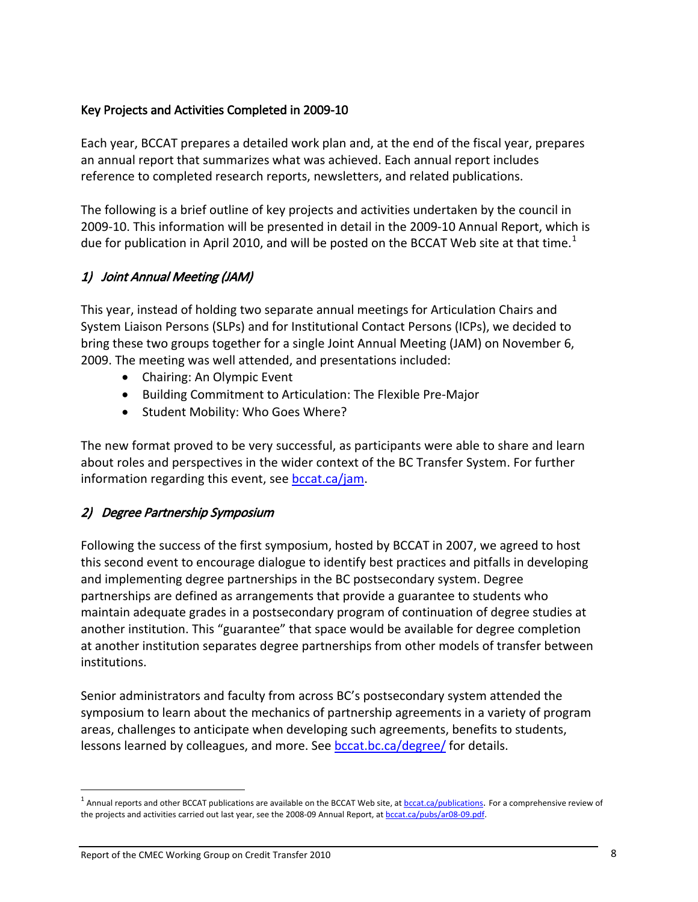## Key Projects and Activities Completed in 2009-10

Each year, BCCAT prepares a detailed work plan and, at the end of the fiscal year, prepares an annual report that summarizes what was achieved. Each annual report includes reference to completed research reports, newsletters, and related publications.

The following is a brief outline of key projects and activities undertaken by the council in 2009-10. This information will be presented in detail in the 2009-10 Annual Report, which is due for publication in April 2010, and will be posted on the BCCAT Web site at that time.[1]

### *1) Joint Annual Meeting (JAM)*

This year, instead of holding two separate annual meetings for Articulation Chairs and System Liaison Persons (SLPs) and for Institutional Contact Persons (ICPs), we decided to bring these two groups together for a single Joint Annual Meeting (JAM) on November 6, 2009. The meeting was well attended, and presentations included:

- Chairing: An Olympic Event
- Building Commitment to Articulation: The Flexible Pre-Major
- Student Mobility: Who Goes Where?

The new format proved to be very successful, as participants were able to share and learn about roles and perspectives in the wider context of the BC Transfer System. For further information regarding this event, see [bccat.ca/jam](bccat.ca/jam).

### *2) Degree Partnership Symposium*

Following the success of the first symposium, hosted by BCCAT in 2007, we agreed to host this second event to encourage dialogue to identify best practices and pitfalls in developing and implementing degree partnerships in the BC postsecondary system. Degree partnerships are defined as arrangements that provide a guarantee to students who maintain adequate grades in a postsecondary program of continuation of degree studies at another institution. This "guarantee" that space would be available for degree completion at another institution separates degree partnerships from other models of transfer between institutions.

Senior administrators and faculty from across BC's postsecondary system attended the symposium to learn about the mechanics of partnership agreements in a variety of program areas, challenges to anticipate when developing such agreements, benefits to students, lessons learned by colleagues, and more. See [bccat.bc.ca/degree/](bccat.bc.ca/degree/) for details.

---

[1] Annual reports and other BCCAT publications are available on the BCCAT Web site, at [bccat.ca/publications](bccat.ca/publications). For a comprehensive review of the projects and activities carried out last year, see the 2008-09 Annual Report, at [bccat.ca/pubs/ar08-09.pdf](bccat.ca/pubs/ar08-09.pdf).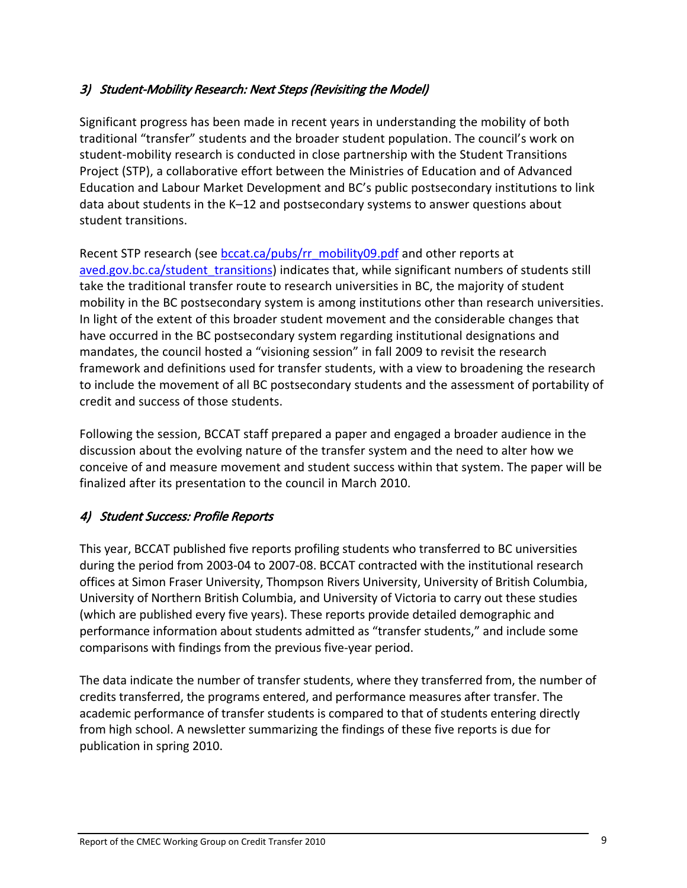### *3) Student-Mobility Research: Next Steps (Revisiting the Model)*

Significant progress has been made in recent years in understanding the mobility of both traditional "transfer" students and the broader student population. The council's work on student-mobility research is conducted in close partnership with the Student Transitions Project (STP), a collaborative effort between the Ministries of Education and of Advanced Education and Labour Market Development and BC's public postsecondary institutions to link data about students in the K–12 and postsecondary systems to answer questions about student transitions.

Recent STP research (see bccat.ca/pubs/rr_mobility09.pdf and other reports at aved.gov.bc.ca/student_transitions) indicates that, while significant numbers of students still take the traditional transfer route to research universities in BC, the majority of student mobility in the BC postsecondary system is among institutions other than research universities. In light of the extent of this broader student movement and the considerable changes that have occurred in the BC postsecondary system regarding institutional designations and mandates, the council hosted a "visioning session" in fall 2009 to revisit the research framework and definitions used for transfer students, with a view to broadening the research to include the movement of all BC postsecondary students and the assessment of portability of credit and success of those students.

Following the session, BCCAT staff prepared a paper and engaged a broader audience in the discussion about the evolving nature of the transfer system and the need to alter how we conceive of and measure movement and student success within that system. The paper will be finalized after its presentation to the council in March 2010.

### *4) Student Success: Profile Reports*

This year, BCCAT published five reports profiling students who transferred to BC universities during the period from 2003-04 to 2007-08. BCCAT contracted with the institutional research offices at Simon Fraser University, Thompson Rivers University, University of British Columbia, University of Northern British Columbia, and University of Victoria to carry out these studies (which are published every five years). These reports provide detailed demographic and performance information about students admitted as "transfer students," and include some comparisons with findings from the previous five-year period.

The data indicate the number of transfer students, where they transferred from, the number of credits transferred, the programs entered, and performance measures after transfer. The academic performance of transfer students is compared to that of students entering directly from high school. A newsletter summarizing the findings of these five reports is due for publication in spring 2010.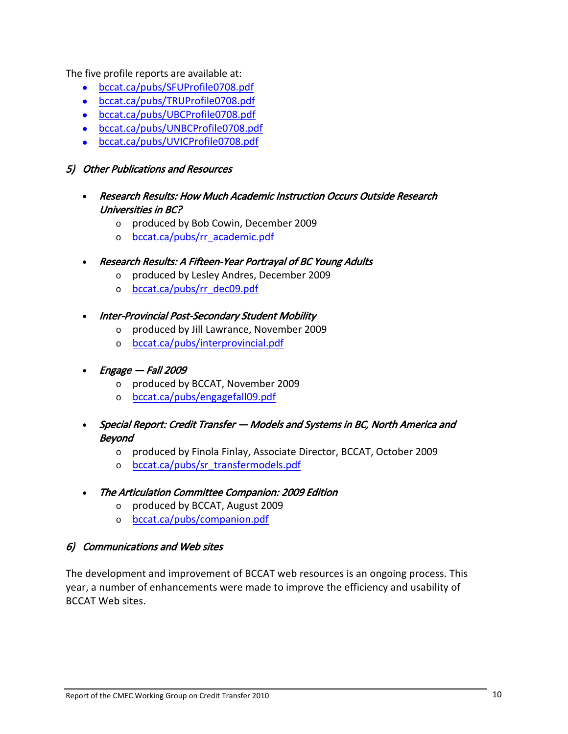The five profile reports are available at:

- bccat.ca/pubs/SFUProfile0708.pdf
- bccat.ca/pubs/TRUProfile0708.pdf
- bccat.ca/pubs/UBCProfile0708.pdf
- bccat.ca/pubs/UNBCProfile0708.pdf
- bccat.ca/pubs/UVICProfile0708.pdf

### *5) Other Publications and Resources*

- *Research Results: How Much Academic Instruction Occurs Outside Research Universities in BC?*
  - produced by Bob Cowin, December 2009
  - bccat.ca/pubs/rr_academic.pdf
- *Research Results: A Fifteen-Year Portrayal of BC Young Adults*
  - produced by Lesley Andres, December 2009
  - bccat.ca/pubs/rr_dec09.pdf
- *Inter-Provincial Post-Secondary Student Mobility*
  - produced by Jill Lawrance, November 2009
  - bccat.ca/pubs/interprovincial.pdf
- *Engage — Fall 2009*
  - produced by BCCAT, November 2009
  - bccat.ca/pubs/engagefall09.pdf
- *Special Report: Credit Transfer — Models and Systems in BC, North America and Beyond*
  - produced by Finola Finlay, Associate Director, BCCAT, October 2009
  - bccat.ca/pubs/sr_transfermodels.pdf
- *The Articulation Committee Companion: 2009 Edition*
  - produced by BCCAT, August 2009
  - bccat.ca/pubs/companion.pdf

### *6) Communications and Web sites*

The development and improvement of BCCAT web resources is an ongoing process. This year, a number of enhancements were made to improve the efficiency and usability of BCCAT Web sites.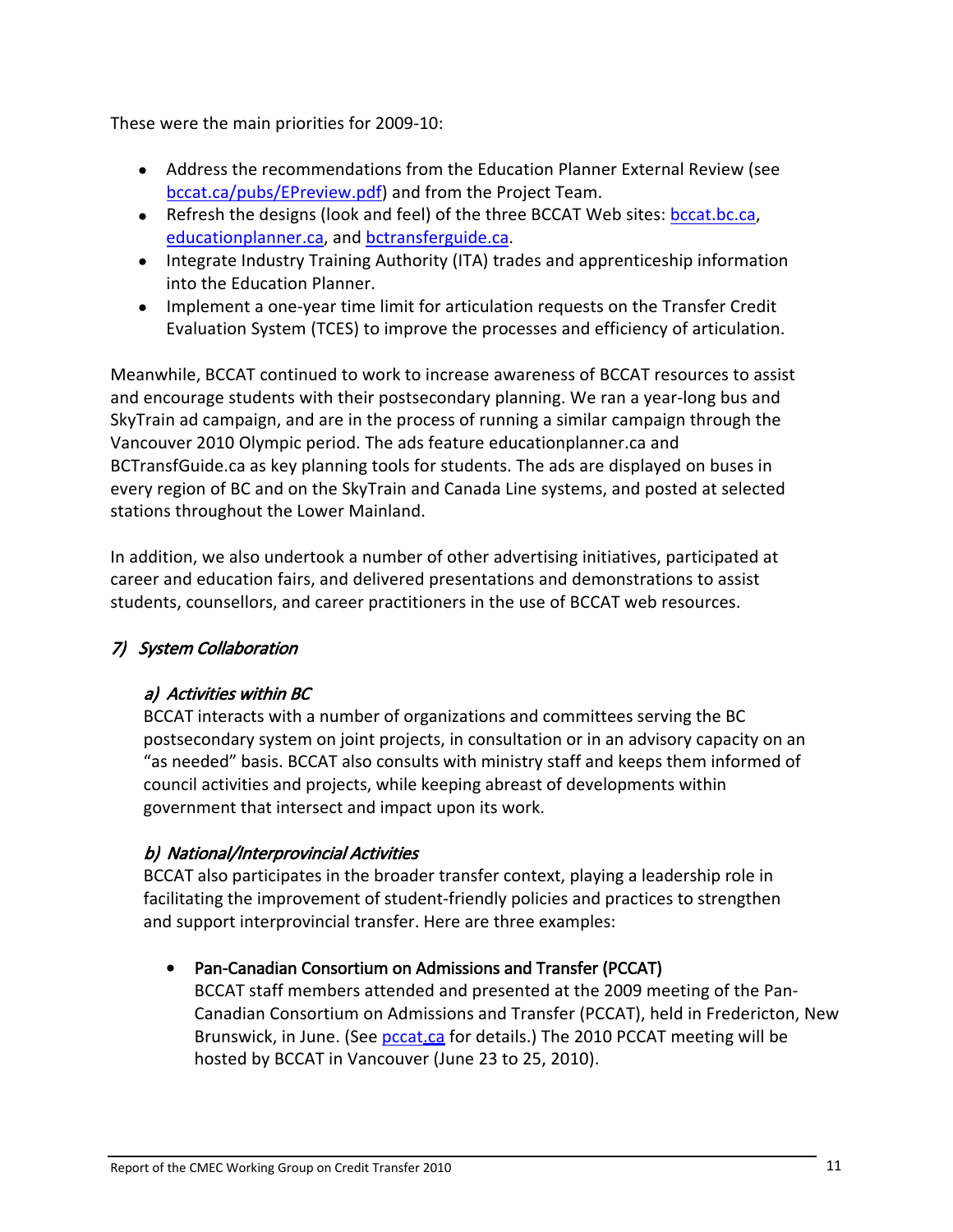These were the main priorities for 2009-10:

- Address the recommendations from the Education Planner External Review (see bccat.ca/pubs/EPreview.pdf) and from the Project Team.
- Refresh the designs (look and feel) of the three BCCAT Web sites: bccat.bc.ca, educationplanner.ca, and bctransferguide.ca.
- Integrate Industry Training Authority (ITA) trades and apprenticeship information into the Education Planner.
- Implement a one-year time limit for articulation requests on the Transfer Credit Evaluation System (TCES) to improve the processes and efficiency of articulation.

Meanwhile, BCCAT continued to work to increase awareness of BCCAT resources to assist and encourage students with their postsecondary planning. We ran a year-long bus and SkyTrain ad campaign, and are in the process of running a similar campaign through the Vancouver 2010 Olympic period. The ads feature educationplanner.ca and BCTransfGuide.ca as key planning tools for students. The ads are displayed on buses in every region of BC and on the SkyTrain and Canada Line systems, and posted at selected stations throughout the Lower Mainland.

In addition, we also undertook a number of other advertising initiatives, participated at career and education fairs, and delivered presentations and demonstrations to assist students, counsellors, and career practitioners in the use of BCCAT web resources.

## *7) System Collaboration*

### *a) Activities within BC*

BCCAT interacts with a number of organizations and committees serving the BC postsecondary system on joint projects, in consultation or in an advisory capacity on an “as needed” basis. BCCAT also consults with ministry staff and keeps them informed of council activities and projects, while keeping abreast of developments within government that intersect and impact upon its work.

### *b) National/Interprovincial Activities*

BCCAT also participates in the broader transfer context, playing a leadership role in facilitating the improvement of student-friendly policies and practices to strengthen and support interprovincial transfer. Here are three examples:

- **Pan-Canadian Consortium on Admissions and Transfer (PCCAT)**
  BCCAT staff members attended and presented at the 2009 meeting of the Pan-Canadian Consortium on Admissions and Transfer (PCCAT), held in Fredericton, New Brunswick, in June. (See pccat.ca for details.) The 2010 PCCAT meeting will be hosted by BCCAT in Vancouver (June 23 to 25, 2010).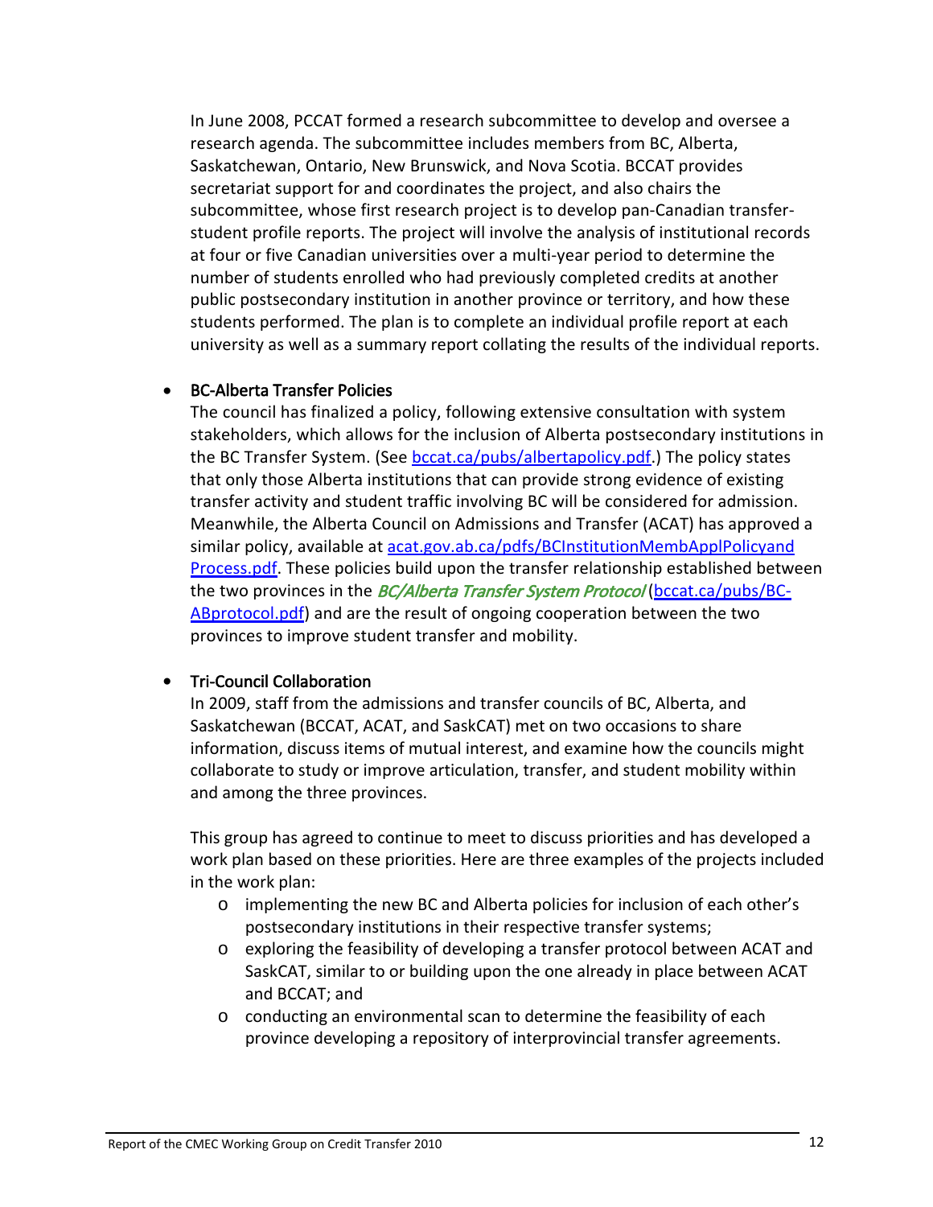In June 2008, PCCAT formed a research subcommittee to develop and oversee a research agenda. The subcommittee includes members from BC, Alberta, Saskatchewan, Ontario, New Brunswick, and Nova Scotia. BCCAT provides secretariat support for and coordinates the project, and also chairs the subcommittee, whose first research project is to develop pan-Canadian transfer-student profile reports. The project will involve the analysis of institutional records at four or five Canadian universities over a multi-year period to determine the number of students enrolled who had previously completed credits at another public postsecondary institution in another province or territory, and how these students performed. The plan is to complete an individual profile report at each university as well as a summary report collating the results of the individual reports.

- **BC-Alberta Transfer Policies**

  The council has finalized a policy, following extensive consultation with system stakeholders, which allows for the inclusion of Alberta postsecondary institutions in the BC Transfer System. (See bccat.ca/pubs/albertapolicy.pdf.) The policy states that only those Alberta institutions that can provide strong evidence of existing transfer activity and student traffic involving BC will be considered for admission. Meanwhile, the Alberta Council on Admissions and Transfer (ACAT) has approved a similar policy, available at acat.gov.ab.ca/pdfs/BCInstitutionMembApplPolicyandProcess.pdf. These policies build upon the transfer relationship established between the two provinces in the *BC/Alberta Transfer System Protocol* (bccat.ca/pubs/BC-ABprotocol.pdf) and are the result of ongoing cooperation between the two provinces to improve student transfer and mobility.

- **Tri-Council Collaboration**

  In 2009, staff from the admissions and transfer councils of BC, Alberta, and Saskatchewan (BCCAT, ACAT, and SaskCAT) met on two occasions to share information, discuss items of mutual interest, and examine how the councils might collaborate to study or improve articulation, transfer, and student mobility within and among the three provinces.

  This group has agreed to continue to meet to discuss priorities and has developed a work plan based on these priorities. Here are three examples of the projects included in the work plan:

  - implementing the new BC and Alberta policies for inclusion of each other's postsecondary institutions in their respective transfer systems;
  - exploring the feasibility of developing a transfer protocol between ACAT and SaskCAT, similar to or building upon the one already in place between ACAT and BCCAT; and
  - conducting an environmental scan to determine the feasibility of each province developing a repository of interprovincial transfer agreements.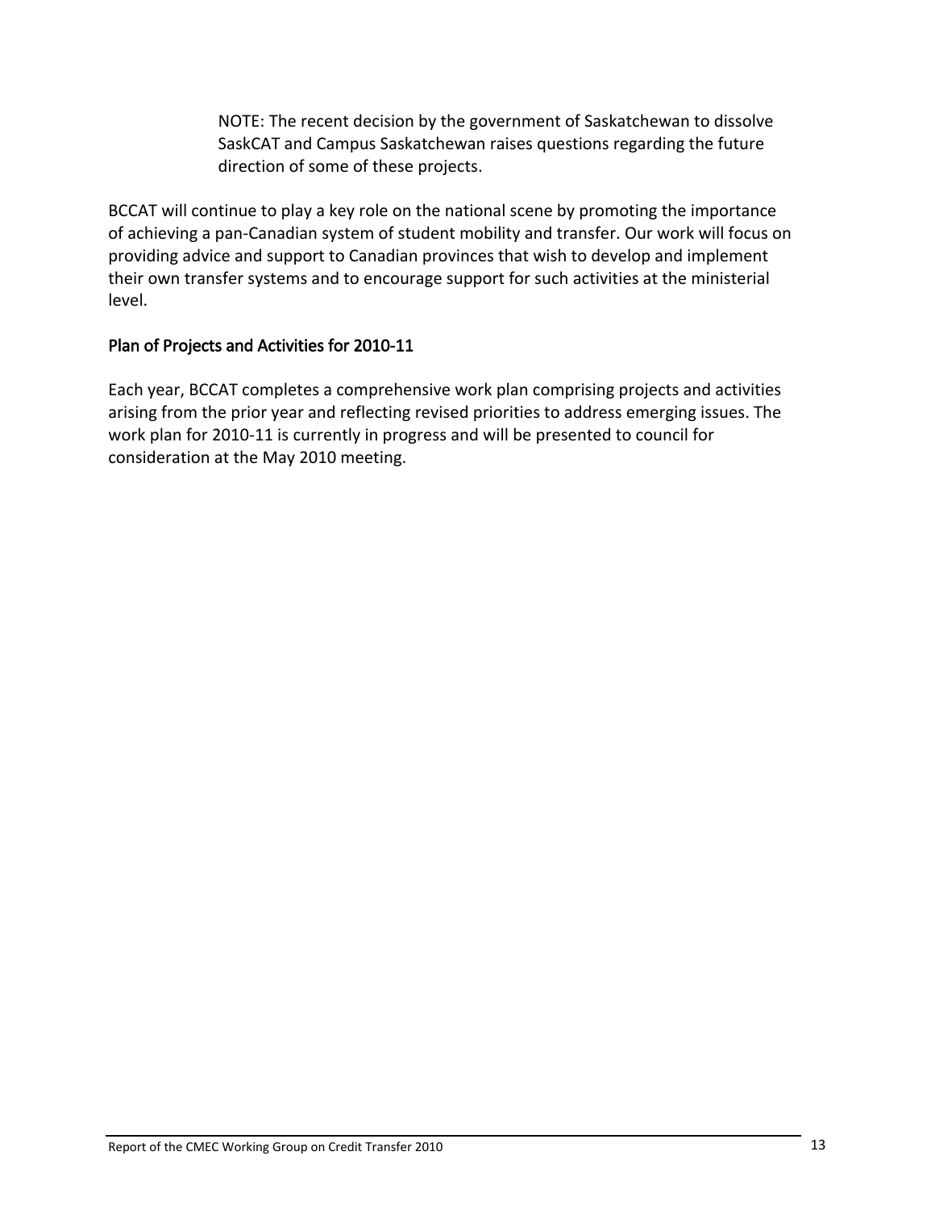> NOTE: The recent decision by the government of Saskatchewan to dissolve SaskCAT and Campus Saskatchewan raises questions regarding the future direction of some of these projects.

BCCAT will continue to play a key role on the national scene by promoting the importance of achieving a pan-Canadian system of student mobility and transfer. Our work will focus on providing advice and support to Canadian provinces that wish to develop and implement their own transfer systems and to encourage support for such activities at the ministerial level.

### Plan of Projects and Activities for 2010-11

Each year, BCCAT completes a comprehensive work plan comprising projects and activities arising from the prior year and reflecting revised priorities to address emerging issues. The work plan for 2010-11 is currently in progress and will be presented to council for consideration at the May 2010 meeting.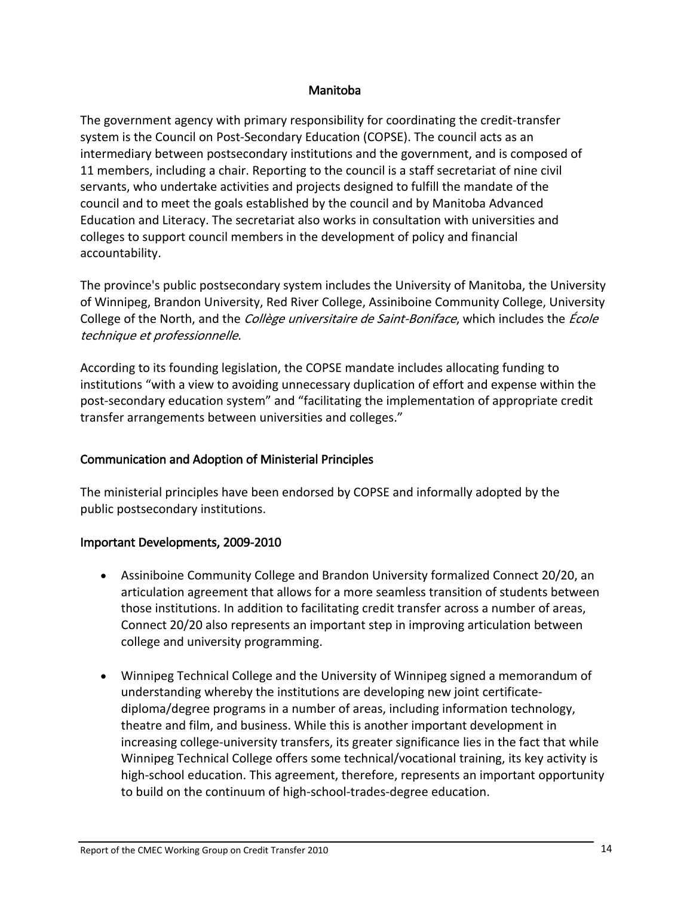## Manitoba

The government agency with primary responsibility for coordinating the credit-transfer system is the Council on Post-Secondary Education (COPSE). The council acts as an intermediary between postsecondary institutions and the government, and is composed of 11 members, including a chair. Reporting to the council is a staff secretariat of nine civil servants, who undertake activities and projects designed to fulfill the mandate of the council and to meet the goals established by the council and by Manitoba Advanced Education and Literacy. The secretariat also works in consultation with universities and colleges to support council members in the development of policy and financial accountability.

The province's public postsecondary system includes the University of Manitoba, the University of Winnipeg, Brandon University, Red River College, Assiniboine Community College, University College of the North, and the *Collège universitaire de Saint-Boniface*, which includes the *École technique et professionnelle*.

According to its founding legislation, the COPSE mandate includes allocating funding to institutions "with a view to avoiding unnecessary duplication of effort and expense within the post-secondary education system" and "facilitating the implementation of appropriate credit transfer arrangements between universities and colleges."

### Communication and Adoption of Ministerial Principles

The ministerial principles have been endorsed by COPSE and informally adopted by the public postsecondary institutions.

### Important Developments, 2009-2010

- Assiniboine Community College and Brandon University formalized Connect 20/20, an articulation agreement that allows for a more seamless transition of students between those institutions. In addition to facilitating credit transfer across a number of areas, Connect 20/20 also represents an important step in improving articulation between college and university programming.

- Winnipeg Technical College and the University of Winnipeg signed a memorandum of understanding whereby the institutions are developing new joint certificate-diploma/degree programs in a number of areas, including information technology, theatre and film, and business. While this is another important development in increasing college-university transfers, its greater significance lies in the fact that while Winnipeg Technical College offers some technical/vocational training, its key activity is high-school education. This agreement, therefore, represents an important opportunity to build on the continuum of high-school-trades-degree education.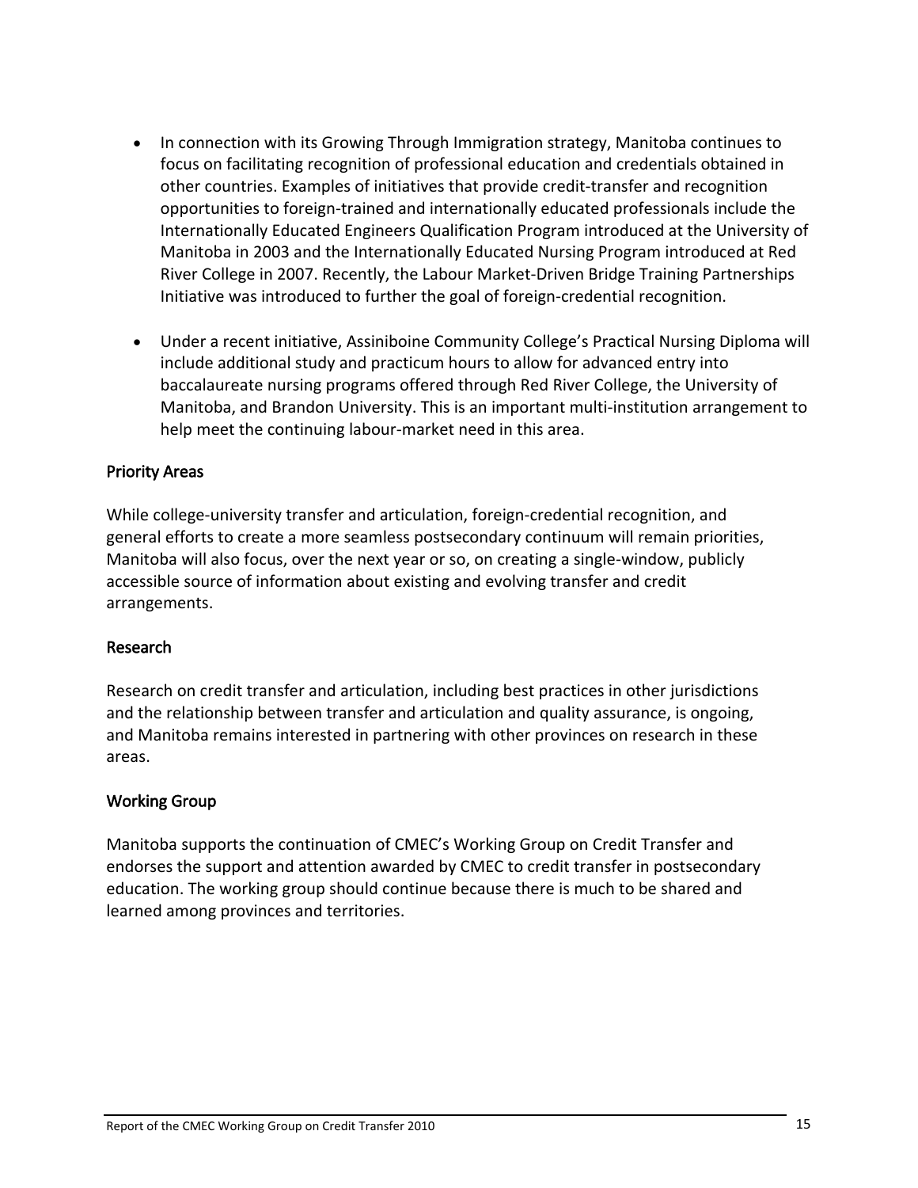- In connection with its Growing Through Immigration strategy, Manitoba continues to focus on facilitating recognition of professional education and credentials obtained in other countries. Examples of initiatives that provide credit-transfer and recognition opportunities to foreign-trained and internationally educated professionals include the Internationally Educated Engineers Qualification Program introduced at the University of Manitoba in 2003 and the Internationally Educated Nursing Program introduced at Red River College in 2007. Recently, the Labour Market-Driven Bridge Training Partnerships Initiative was introduced to further the goal of foreign-credential recognition.

- Under a recent initiative, Assiniboine Community College's Practical Nursing Diploma will include additional study and practicum hours to allow for advanced entry into baccalaureate nursing programs offered through Red River College, the University of Manitoba, and Brandon University. This is an important multi-institution arrangement to help meet the continuing labour-market need in this area.

### Priority Areas

While college-university transfer and articulation, foreign-credential recognition, and general efforts to create a more seamless postsecondary continuum will remain priorities, Manitoba will also focus, over the next year or so, on creating a single-window, publicly accessible source of information about existing and evolving transfer and credit arrangements.

### Research

Research on credit transfer and articulation, including best practices in other jurisdictions and the relationship between transfer and articulation and quality assurance, is ongoing, and Manitoba remains interested in partnering with other provinces on research in these areas.

### Working Group

Manitoba supports the continuation of CMEC's Working Group on Credit Transfer and endorses the support and attention awarded by CMEC to credit transfer in postsecondary education. The working group should continue because there is much to be shared and learned among provinces and territories.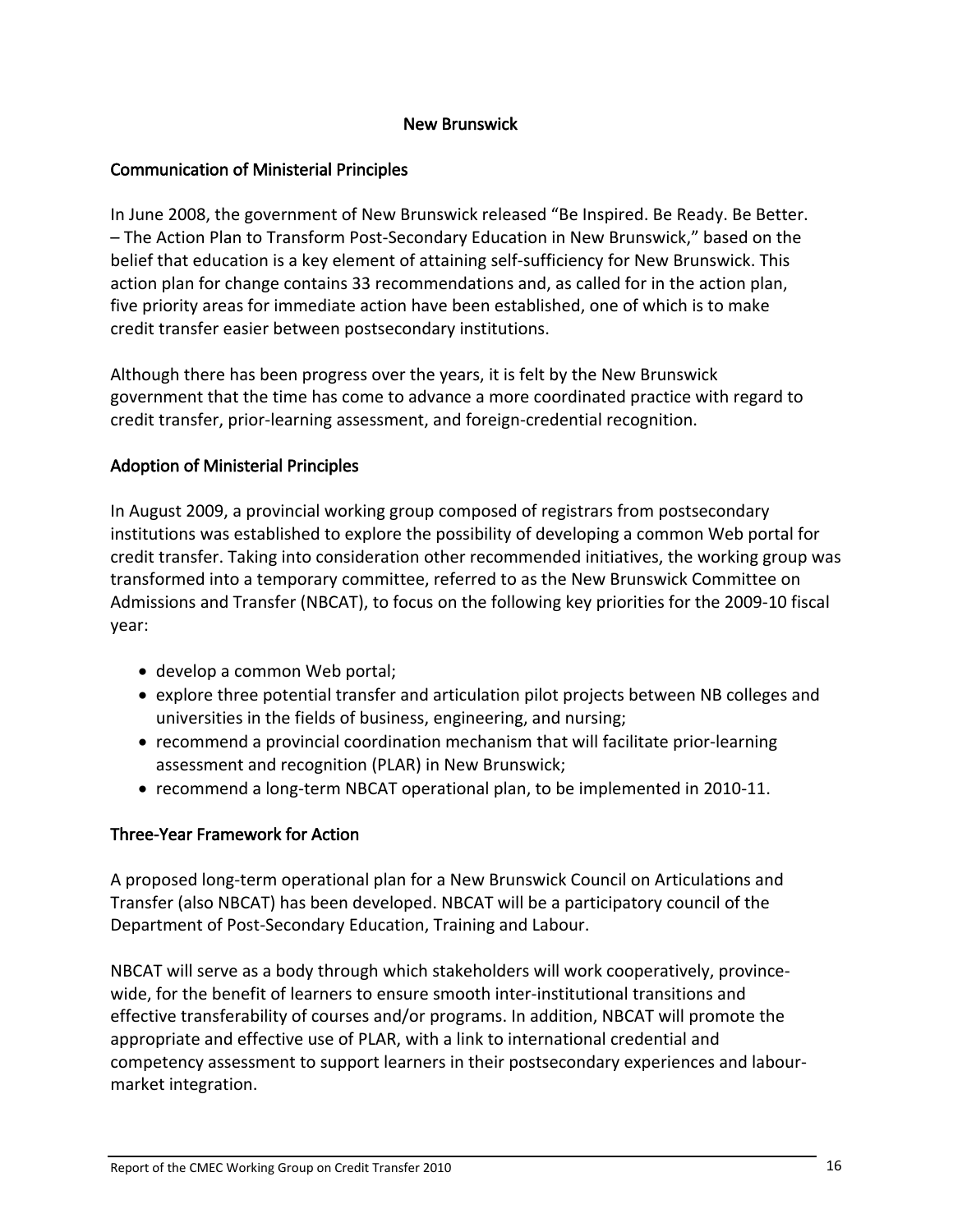## New Brunswick

### Communication of Ministerial Principles

In June 2008, the government of New Brunswick released "Be Inspired. Be Ready. Be Better. – The Action Plan to Transform Post-Secondary Education in New Brunswick," based on the belief that education is a key element of attaining self-sufficiency for New Brunswick. This action plan for change contains 33 recommendations and, as called for in the action plan, five priority areas for immediate action have been established, one of which is to make credit transfer easier between postsecondary institutions.

Although there has been progress over the years, it is felt by the New Brunswick government that the time has come to advance a more coordinated practice with regard to credit transfer, prior-learning assessment, and foreign-credential recognition.

### Adoption of Ministerial Principles

In August 2009, a provincial working group composed of registrars from postsecondary institutions was established to explore the possibility of developing a common Web portal for credit transfer. Taking into consideration other recommended initiatives, the working group was transformed into a temporary committee, referred to as the New Brunswick Committee on Admissions and Transfer (NBCAT), to focus on the following key priorities for the 2009-10 fiscal year:

- develop a common Web portal;
- explore three potential transfer and articulation pilot projects between NB colleges and universities in the fields of business, engineering, and nursing;
- recommend a provincial coordination mechanism that will facilitate prior-learning assessment and recognition (PLAR) in New Brunswick;
- recommend a long-term NBCAT operational plan, to be implemented in 2010-11.

### Three-Year Framework for Action

A proposed long-term operational plan for a New Brunswick Council on Articulations and Transfer (also NBCAT) has been developed. NBCAT will be a participatory council of the Department of Post-Secondary Education, Training and Labour.

NBCAT will serve as a body through which stakeholders will work cooperatively, province-wide, for the benefit of learners to ensure smooth inter-institutional transitions and effective transferability of courses and/or programs. In addition, NBCAT will promote the appropriate and effective use of PLAR, with a link to international credential and competency assessment to support learners in their postsecondary experiences and labour-market integration.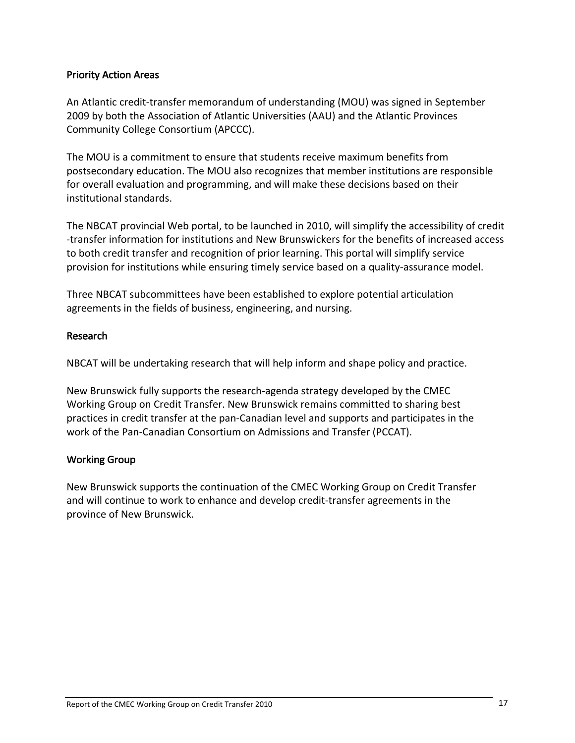### Priority Action Areas

An Atlantic credit-transfer memorandum of understanding (MOU) was signed in September 2009 by both the Association of Atlantic Universities (AAU) and the Atlantic Provinces Community College Consortium (APCCC).

The MOU is a commitment to ensure that students receive maximum benefits from postsecondary education. The MOU also recognizes that member institutions are responsible for overall evaluation and programming, and will make these decisions based on their institutional standards.

The NBCAT provincial Web portal, to be launched in 2010, will simplify the accessibility of credit-transfer information for institutions and New Brunswickers for the benefits of increased access to both credit transfer and recognition of prior learning. This portal will simplify service provision for institutions while ensuring timely service based on a quality-assurance model.

Three NBCAT subcommittees have been established to explore potential articulation agreements in the fields of business, engineering, and nursing.

### Research

NBCAT will be undertaking research that will help inform and shape policy and practice.

New Brunswick fully supports the research-agenda strategy developed by the CMEC Working Group on Credit Transfer. New Brunswick remains committed to sharing best practices in credit transfer at the pan-Canadian level and supports and participates in the work of the Pan-Canadian Consortium on Admissions and Transfer (PCCAT).

### Working Group

New Brunswick supports the continuation of the CMEC Working Group on Credit Transfer and will continue to work to enhance and develop credit-transfer agreements in the province of New Brunswick.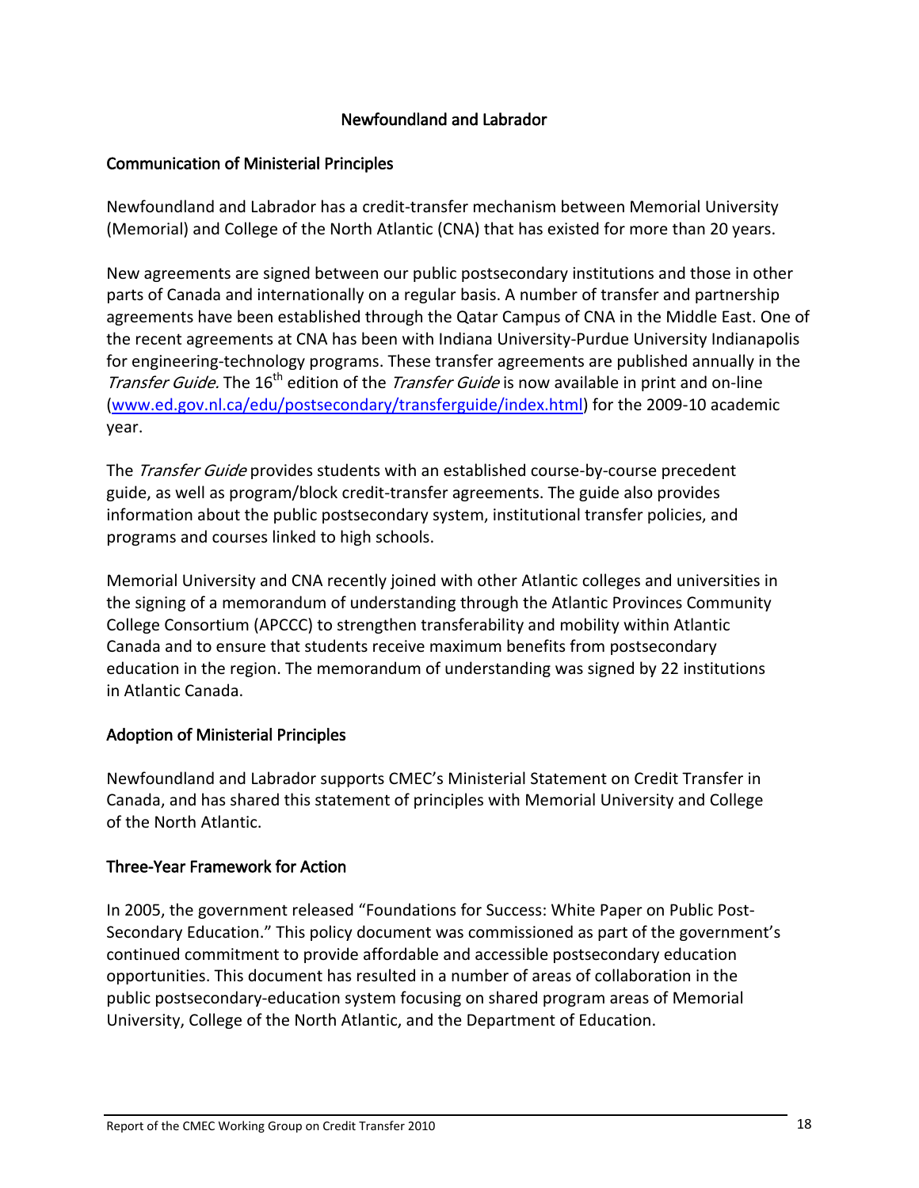## Newfoundland and Labrador

### Communication of Ministerial Principles

Newfoundland and Labrador has a credit-transfer mechanism between Memorial University (Memorial) and College of the North Atlantic (CNA) that has existed for more than 20 years.

New agreements are signed between our public postsecondary institutions and those in other parts of Canada and internationally on a regular basis. A number of transfer and partnership agreements have been established through the Qatar Campus of CNA in the Middle East. One of the recent agreements at CNA has been with Indiana University-Purdue University Indianapolis for engineering-technology programs. These transfer agreements are published annually in the *Transfer Guide.* The 16th edition of the *Transfer Guide* is now available in print and on-line (www.ed.gov.nl.ca/edu/postsecondary/transferguide/index.html) for the 2009-10 academic year.

The *Transfer Guide* provides students with an established course-by-course precedent guide, as well as program/block credit-transfer agreements. The guide also provides information about the public postsecondary system, institutional transfer policies, and programs and courses linked to high schools.

Memorial University and CNA recently joined with other Atlantic colleges and universities in the signing of a memorandum of understanding through the Atlantic Provinces Community College Consortium (APCCC) to strengthen transferability and mobility within Atlantic Canada and to ensure that students receive maximum benefits from postsecondary education in the region. The memorandum of understanding was signed by 22 institutions in Atlantic Canada.

### Adoption of Ministerial Principles

Newfoundland and Labrador supports CMEC's Ministerial Statement on Credit Transfer in Canada, and has shared this statement of principles with Memorial University and College of the North Atlantic.

### Three-Year Framework for Action

In 2005, the government released "Foundations for Success: White Paper on Public Post-Secondary Education." This policy document was commissioned as part of the government's continued commitment to provide affordable and accessible postsecondary education opportunities. This document has resulted in a number of areas of collaboration in the public postsecondary-education system focusing on shared program areas of Memorial University, College of the North Atlantic, and the Department of Education.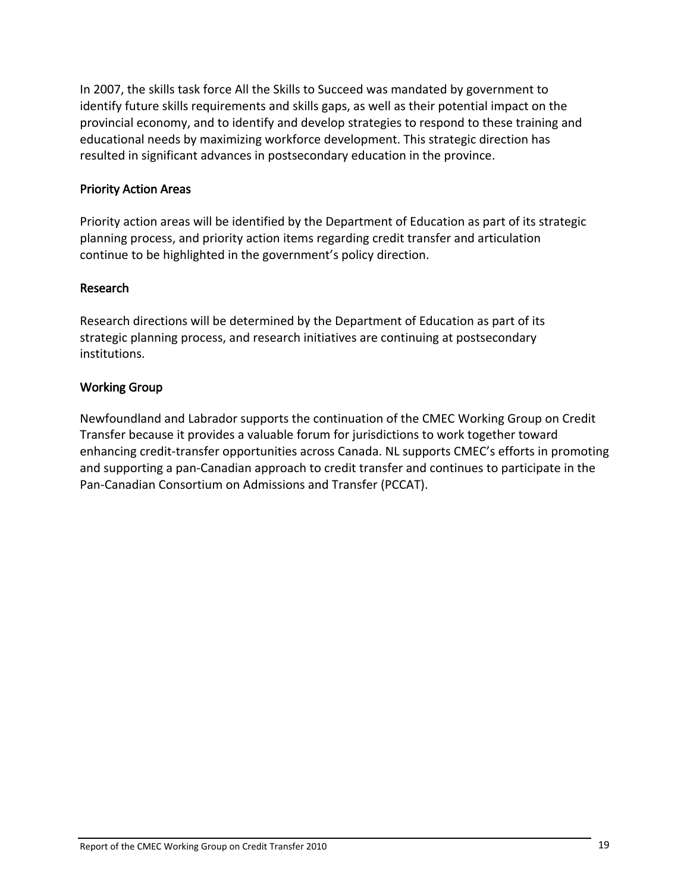In 2007, the skills task force All the Skills to Succeed was mandated by government to identify future skills requirements and skills gaps, as well as their potential impact on the provincial economy, and to identify and develop strategies to respond to these training and educational needs by maximizing workforce development. This strategic direction has resulted in significant advances in postsecondary education in the province.

### Priority Action Areas

Priority action areas will be identified by the Department of Education as part of its strategic planning process, and priority action items regarding credit transfer and articulation continue to be highlighted in the government's policy direction.

### Research

Research directions will be determined by the Department of Education as part of its strategic planning process, and research initiatives are continuing at postsecondary institutions.

### Working Group

Newfoundland and Labrador supports the continuation of the CMEC Working Group on Credit Transfer because it provides a valuable forum for jurisdictions to work together toward enhancing credit-transfer opportunities across Canada. NL supports CMEC's efforts in promoting and supporting a pan-Canadian approach to credit transfer and continues to participate in the Pan-Canadian Consortium on Admissions and Transfer (PCCAT).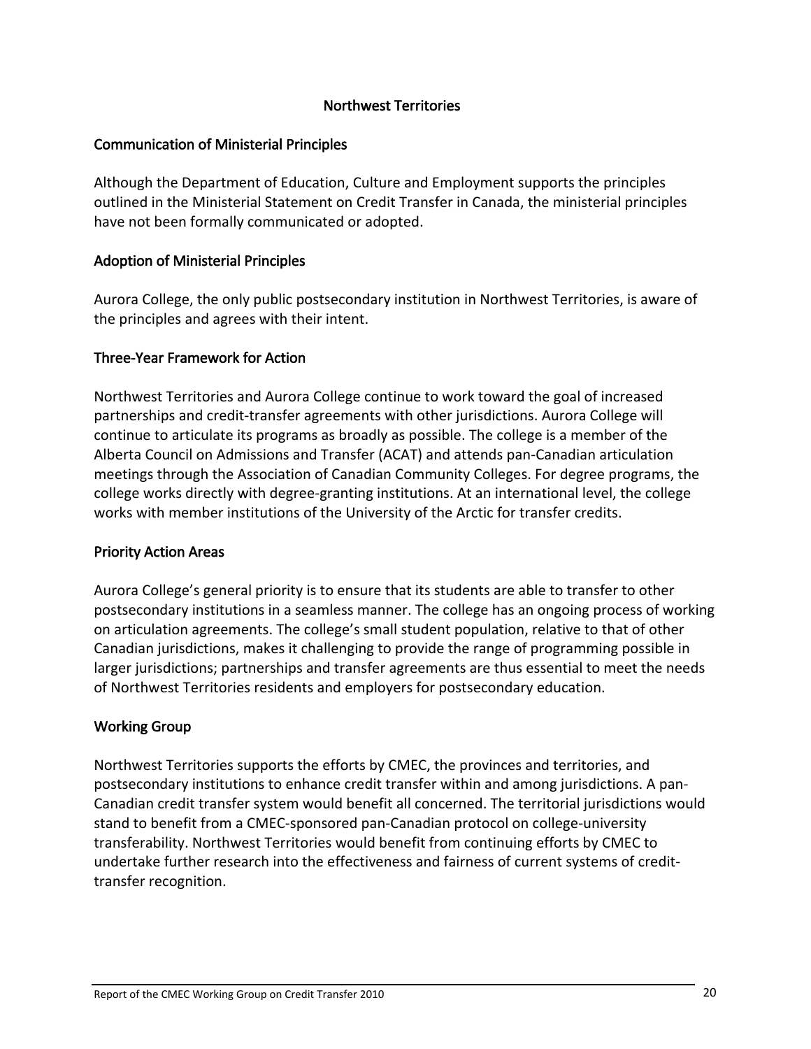## Northwest Territories

### Communication of Ministerial Principles

Although the Department of Education, Culture and Employment supports the principles outlined in the Ministerial Statement on Credit Transfer in Canada, the ministerial principles have not been formally communicated or adopted.

### Adoption of Ministerial Principles

Aurora College, the only public postsecondary institution in Northwest Territories, is aware of the principles and agrees with their intent.

### Three-Year Framework for Action

Northwest Territories and Aurora College continue to work toward the goal of increased partnerships and credit-transfer agreements with other jurisdictions. Aurora College will continue to articulate its programs as broadly as possible. The college is a member of the Alberta Council on Admissions and Transfer (ACAT) and attends pan-Canadian articulation meetings through the Association of Canadian Community Colleges. For degree programs, the college works directly with degree-granting institutions. At an international level, the college works with member institutions of the University of the Arctic for transfer credits.

### Priority Action Areas

Aurora College's general priority is to ensure that its students are able to transfer to other postsecondary institutions in a seamless manner. The college has an ongoing process of working on articulation agreements. The college's small student population, relative to that of other Canadian jurisdictions, makes it challenging to provide the range of programming possible in larger jurisdictions; partnerships and transfer agreements are thus essential to meet the needs of Northwest Territories residents and employers for postsecondary education.

### Working Group

Northwest Territories supports the efforts by CMEC, the provinces and territories, and postsecondary institutions to enhance credit transfer within and among jurisdictions. A pan-Canadian credit transfer system would benefit all concerned. The territorial jurisdictions would stand to benefit from a CMEC-sponsored pan-Canadian protocol on college-university transferability. Northwest Territories would benefit from continuing efforts by CMEC to undertake further research into the effectiveness and fairness of current systems of credit-transfer recognition.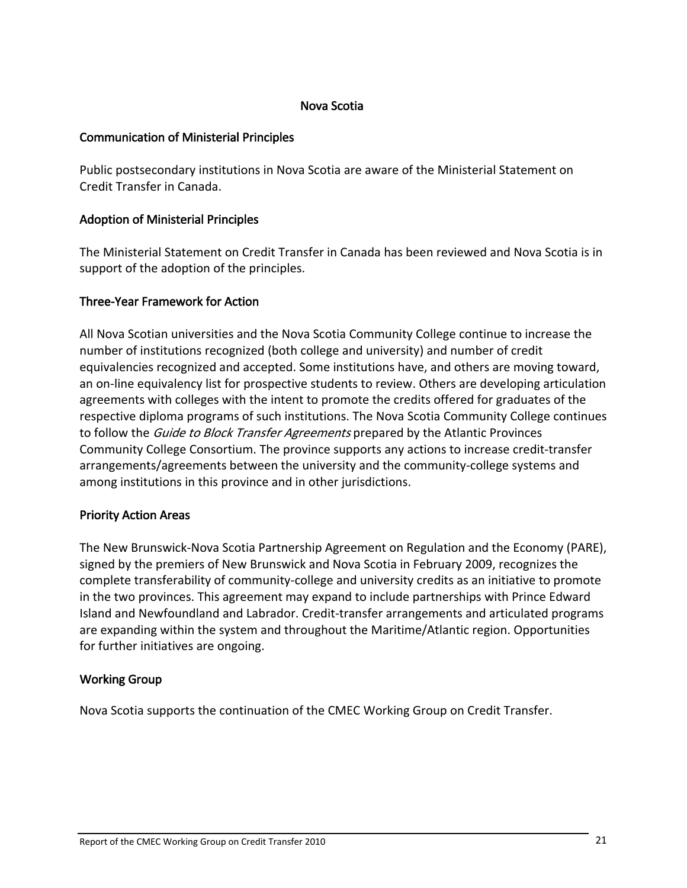## Nova Scotia

### Communication of Ministerial Principles

Public postsecondary institutions in Nova Scotia are aware of the Ministerial Statement on Credit Transfer in Canada.

### Adoption of Ministerial Principles

The Ministerial Statement on Credit Transfer in Canada has been reviewed and Nova Scotia is in support of the adoption of the principles.

### Three-Year Framework for Action

All Nova Scotian universities and the Nova Scotia Community College continue to increase the number of institutions recognized (both college and university) and number of credit equivalencies recognized and accepted. Some institutions have, and others are moving toward, an on-line equivalency list for prospective students to review. Others are developing articulation agreements with colleges with the intent to promote the credits offered for graduates of the respective diploma programs of such institutions. The Nova Scotia Community College continues to follow the *Guide to Block Transfer Agreements* prepared by the Atlantic Provinces Community College Consortium. The province supports any actions to increase credit-transfer arrangements/agreements between the university and the community-college systems and among institutions in this province and in other jurisdictions.

### Priority Action Areas

The New Brunswick-Nova Scotia Partnership Agreement on Regulation and the Economy (PARE), signed by the premiers of New Brunswick and Nova Scotia in February 2009, recognizes the complete transferability of community-college and university credits as an initiative to promote in the two provinces. This agreement may expand to include partnerships with Prince Edward Island and Newfoundland and Labrador. Credit-transfer arrangements and articulated programs are expanding within the system and throughout the Maritime/Atlantic region. Opportunities for further initiatives are ongoing.

### Working Group

Nova Scotia supports the continuation of the CMEC Working Group on Credit Transfer.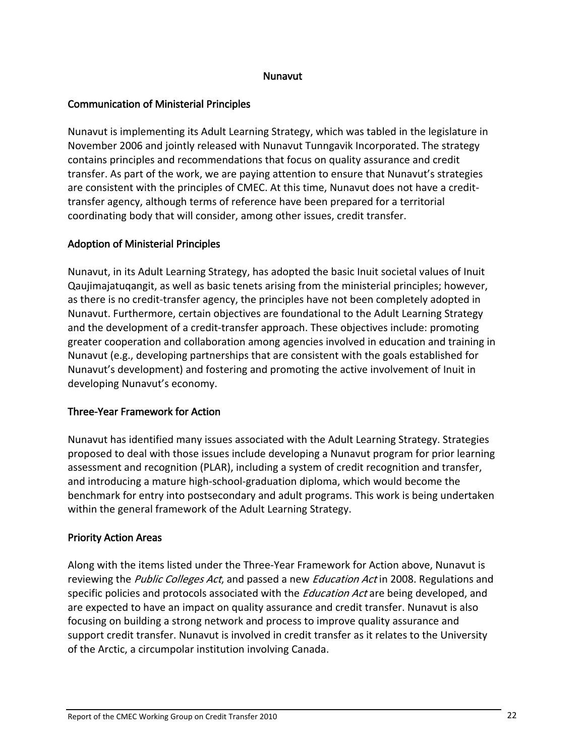## Nunavut

### Communication of Ministerial Principles

Nunavut is implementing its Adult Learning Strategy, which was tabled in the legislature in November 2006 and jointly released with Nunavut Tunngavik Incorporated. The strategy contains principles and recommendations that focus on quality assurance and credit transfer. As part of the work, we are paying attention to ensure that Nunavut's strategies are consistent with the principles of CMEC. At this time, Nunavut does not have a credit-transfer agency, although terms of reference have been prepared for a territorial coordinating body that will consider, among other issues, credit transfer.

### Adoption of Ministerial Principles

Nunavut, in its Adult Learning Strategy, has adopted the basic Inuit societal values of Inuit Qaujimajatuqangit, as well as basic tenets arising from the ministerial principles; however, as there is no credit-transfer agency, the principles have not been completely adopted in Nunavut. Furthermore, certain objectives are foundational to the Adult Learning Strategy and the development of a credit-transfer approach. These objectives include: promoting greater cooperation and collaboration among agencies involved in education and training in Nunavut (e.g., developing partnerships that are consistent with the goals established for Nunavut's development) and fostering and promoting the active involvement of Inuit in developing Nunavut's economy.

### Three-Year Framework for Action

Nunavut has identified many issues associated with the Adult Learning Strategy. Strategies proposed to deal with those issues include developing a Nunavut program for prior learning assessment and recognition (PLAR), including a system of credit recognition and transfer, and introducing a mature high-school-graduation diploma, which would become the benchmark for entry into postsecondary and adult programs. This work is being undertaken within the general framework of the Adult Learning Strategy.

### Priority Action Areas

Along with the items listed under the Three-Year Framework for Action above, Nunavut is reviewing the *Public Colleges Act*, and passed a new *Education Act* in 2008. Regulations and specific policies and protocols associated with the *Education Act* are being developed, and are expected to have an impact on quality assurance and credit transfer. Nunavut is also focusing on building a strong network and process to improve quality assurance and support credit transfer. Nunavut is involved in credit transfer as it relates to the University of the Arctic, a circumpolar institution involving Canada.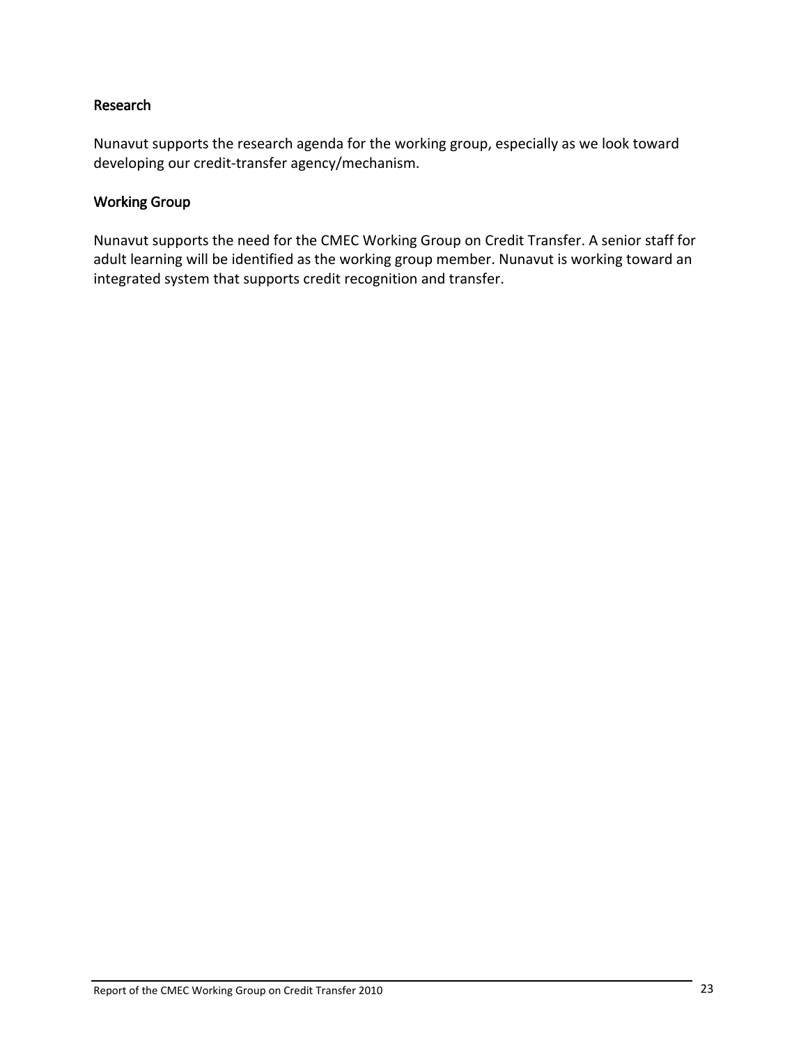### Research

Nunavut supports the research agenda for the working group, especially as we look toward developing our credit-transfer agency/mechanism.

### Working Group

Nunavut supports the need for the CMEC Working Group on Credit Transfer. A senior staff for adult learning will be identified as the working group member. Nunavut is working toward an integrated system that supports credit recognition and transfer.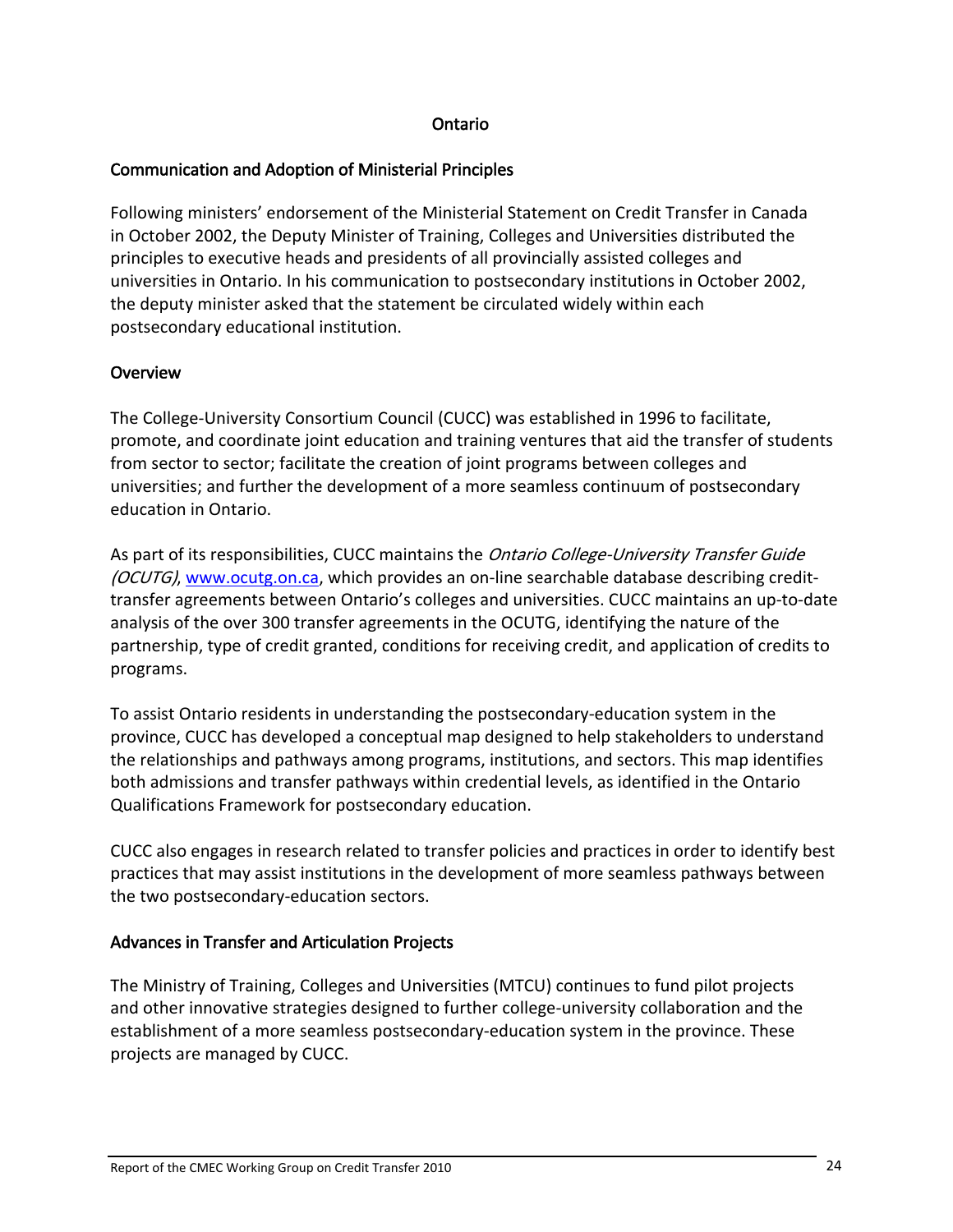# Ontario

## Communication and Adoption of Ministerial Principles

Following ministers' endorsement of the Ministerial Statement on Credit Transfer in Canada in October 2002, the Deputy Minister of Training, Colleges and Universities distributed the principles to executive heads and presidents of all provincially assisted colleges and universities in Ontario. In his communication to postsecondary institutions in October 2002, the deputy minister asked that the statement be circulated widely within each postsecondary educational institution.

## Overview

The College-University Consortium Council (CUCC) was established in 1996 to facilitate, promote, and coordinate joint education and training ventures that aid the transfer of students from sector to sector; facilitate the creation of joint programs between colleges and universities; and further the development of a more seamless continuum of postsecondary education in Ontario.

As part of its responsibilities, CUCC maintains the *Ontario College-University Transfer Guide (OCUTG)*, www.ocutg.on.ca, which provides an on-line searchable database describing credit-transfer agreements between Ontario's colleges and universities. CUCC maintains an up-to-date analysis of the over 300 transfer agreements in the OCUTG, identifying the nature of the partnership, type of credit granted, conditions for receiving credit, and application of credits to programs.

To assist Ontario residents in understanding the postsecondary-education system in the province, CUCC has developed a conceptual map designed to help stakeholders to understand the relationships and pathways among programs, institutions, and sectors. This map identifies both admissions and transfer pathways within credential levels, as identified in the Ontario Qualifications Framework for postsecondary education.

CUCC also engages in research related to transfer policies and practices in order to identify best practices that may assist institutions in the development of more seamless pathways between the two postsecondary-education sectors.

## Advances in Transfer and Articulation Projects

The Ministry of Training, Colleges and Universities (MTCU) continues to fund pilot projects and other innovative strategies designed to further college-university collaboration and the establishment of a more seamless postsecondary-education system in the province. These projects are managed by CUCC.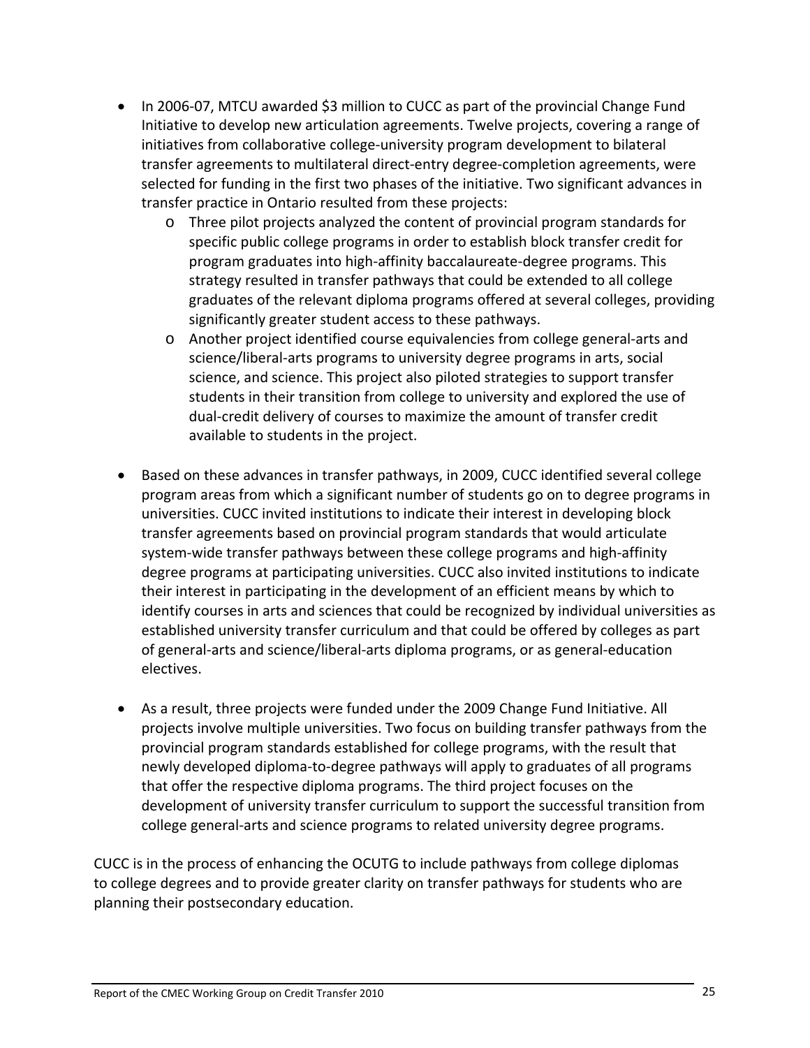- In 2006-07, MTCU awarded $3 million to CUCC as part of the provincial Change Fund Initiative to develop new articulation agreements. Twelve projects, covering a range of initiatives from collaborative college-university program development to bilateral transfer agreements to multilateral direct-entry degree-completion agreements, were selected for funding in the first two phases of the initiative. Two significant advances in transfer practice in Ontario resulted from these projects:
    - Three pilot projects analyzed the content of provincial program standards for specific public college programs in order to establish block transfer credit for program graduates into high-affinity baccalaureate-degree programs. This strategy resulted in transfer pathways that could be extended to all college graduates of the relevant diploma programs offered at several colleges, providing significantly greater student access to these pathways.
    - Another project identified course equivalencies from college general-arts and science/liberal-arts programs to university degree programs in arts, social science, and science. This project also piloted strategies to support transfer students in their transition from college to university and explored the use of dual-credit delivery of courses to maximize the amount of transfer credit available to students in the project.

- Based on these advances in transfer pathways, in 2009, CUCC identified several college program areas from which a significant number of students go on to degree programs in universities. CUCC invited institutions to indicate their interest in developing block transfer agreements based on provincial program standards that would articulate system-wide transfer pathways between these college programs and high-affinity degree programs at participating universities. CUCC also invited institutions to indicate their interest in participating in the development of an efficient means by which to identify courses in arts and sciences that could be recognized by individual universities as established university transfer curriculum and that could be offered by colleges as part of general-arts and science/liberal-arts diploma programs, or as general-education electives.

- As a result, three projects were funded under the 2009 Change Fund Initiative. All projects involve multiple universities. Two focus on building transfer pathways from the provincial program standards established for college programs, with the result that newly developed diploma-to-degree pathways will apply to graduates of all programs that offer the respective diploma programs. The third project focuses on the development of university transfer curriculum to support the successful transition from college general-arts and science programs to related university degree programs.

CUCC is in the process of enhancing the OCUTG to include pathways from college diplomas to college degrees and to provide greater clarity on transfer pathways for students who are planning their postsecondary education.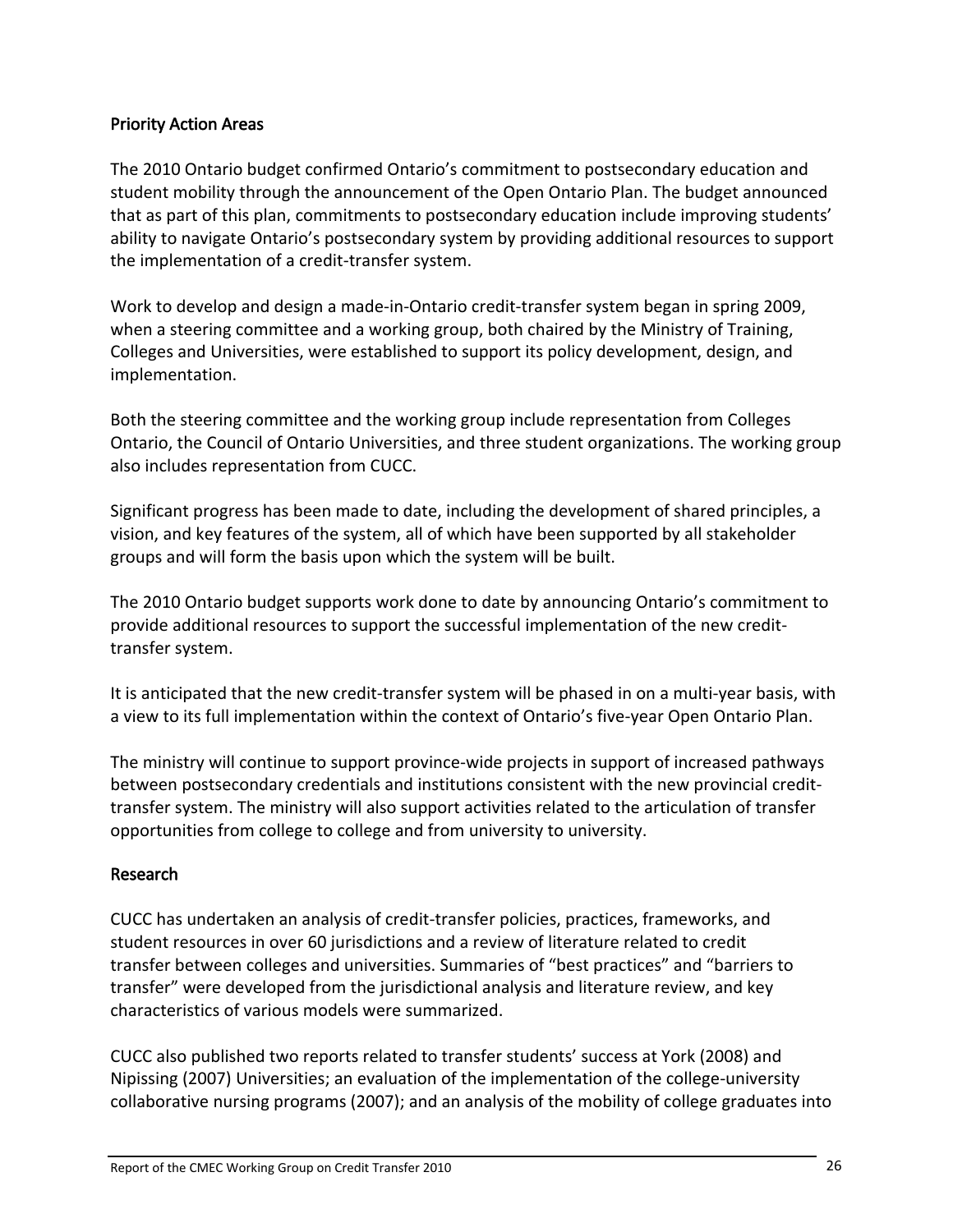### Priority Action Areas

The 2010 Ontario budget confirmed Ontario's commitment to postsecondary education and student mobility through the announcement of the Open Ontario Plan. The budget announced that as part of this plan, commitments to postsecondary education include improving students' ability to navigate Ontario's postsecondary system by providing additional resources to support the implementation of a credit-transfer system.

Work to develop and design a made-in-Ontario credit-transfer system began in spring 2009, when a steering committee and a working group, both chaired by the Ministry of Training, Colleges and Universities, were established to support its policy development, design, and implementation.

Both the steering committee and the working group include representation from Colleges Ontario, the Council of Ontario Universities, and three student organizations. The working group also includes representation from CUCC.

Significant progress has been made to date, including the development of shared principles, a vision, and key features of the system, all of which have been supported by all stakeholder groups and will form the basis upon which the system will be built.

The 2010 Ontario budget supports work done to date by announcing Ontario's commitment to provide additional resources to support the successful implementation of the new credit-transfer system.

It is anticipated that the new credit-transfer system will be phased in on a multi-year basis, with a view to its full implementation within the context of Ontario's five-year Open Ontario Plan.

The ministry will continue to support province-wide projects in support of increased pathways between postsecondary credentials and institutions consistent with the new provincial credit-transfer system. The ministry will also support activities related to the articulation of transfer opportunities from college to college and from university to university.

### Research

CUCC has undertaken an analysis of credit-transfer policies, practices, frameworks, and student resources in over 60 jurisdictions and a review of literature related to credit transfer between colleges and universities. Summaries of "best practices" and "barriers to transfer" were developed from the jurisdictional analysis and literature review, and key characteristics of various models were summarized.

CUCC also published two reports related to transfer students' success at York (2008) and Nipissing (2007) Universities; an evaluation of the implementation of the college-university collaborative nursing programs (2007); and an analysis of the mobility of college graduates into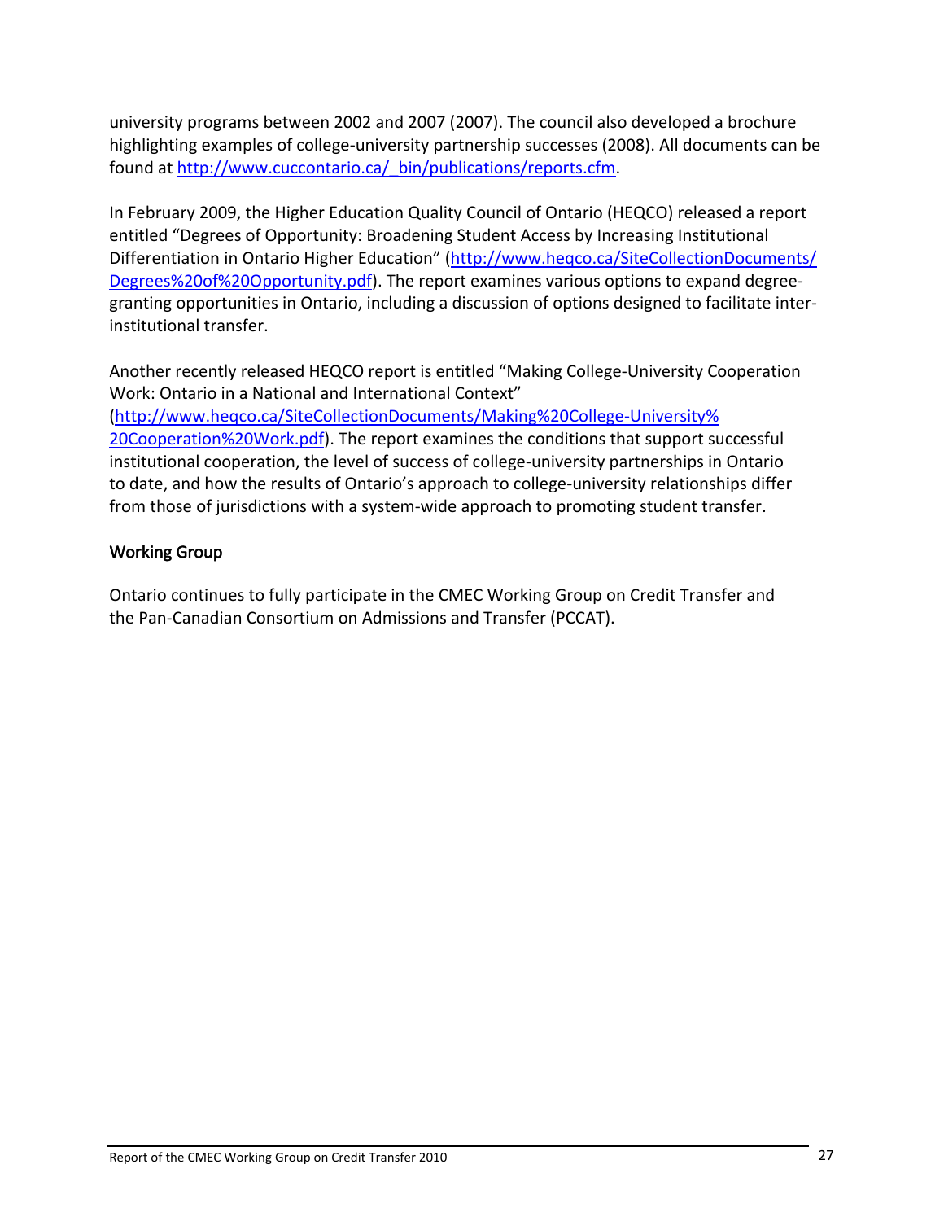university programs between 2002 and 2007 (2007). The council also developed a brochure highlighting examples of college-university partnership successes (2008). All documents can be found at [http://www.cuccontario.ca/_bin/publications/reports.cfm](http://www.cuccontario.ca/_bin/publications/reports.cfm).

In February 2009, the Higher Education Quality Council of Ontario (HEQCO) released a report entitled "Degrees of Opportunity: Broadening Student Access by Increasing Institutional Differentiation in Ontario Higher Education" ([http://www.heqco.ca/SiteCollectionDocuments/Degrees%20of%20Opportunity.pdf](http://www.heqco.ca/SiteCollectionDocuments/Degrees%20of%20Opportunity.pdf)). The report examines various options to expand degree-granting opportunities in Ontario, including a discussion of options designed to facilitate inter-institutional transfer.

Another recently released HEQCO report is entitled "Making College-University Cooperation Work: Ontario in a National and International Context" ([http://www.heqco.ca/SiteCollectionDocuments/Making%20College-University%20Cooperation%20Work.pdf](http://www.heqco.ca/SiteCollectionDocuments/Making%20College-University%20Cooperation%20Work.pdf)). The report examines the conditions that support successful institutional cooperation, the level of success of college-university partnerships in Ontario to date, and how the results of Ontario's approach to college-university relationships differ from those of jurisdictions with a system-wide approach to promoting student transfer.

### Working Group

Ontario continues to fully participate in the CMEC Working Group on Credit Transfer and the Pan-Canadian Consortium on Admissions and Transfer (PCCAT).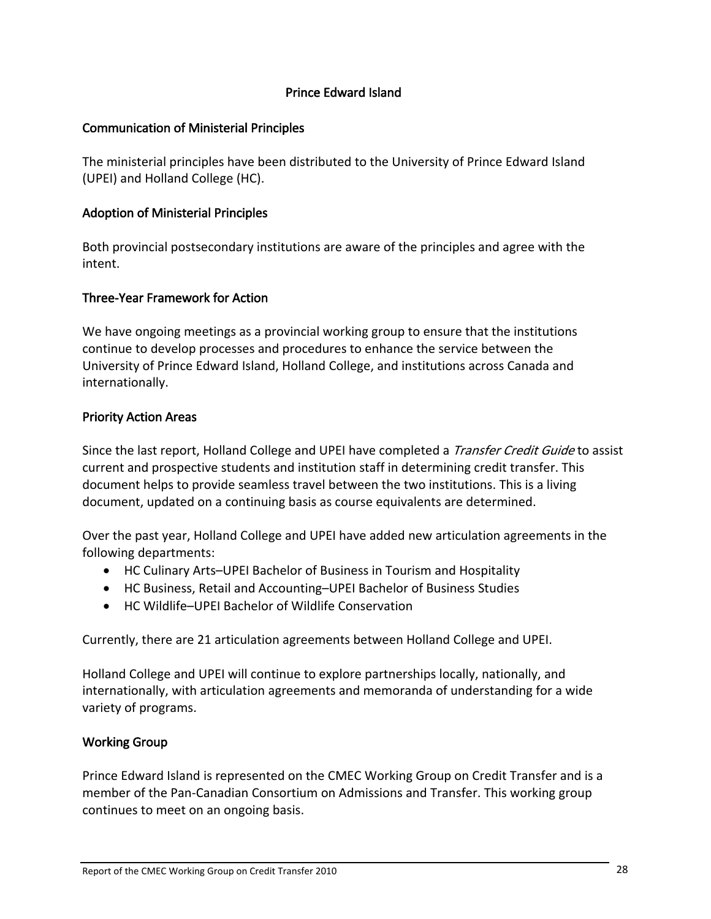## Prince Edward Island

### Communication of Ministerial Principles

The ministerial principles have been distributed to the University of Prince Edward Island (UPEI) and Holland College (HC).

### Adoption of Ministerial Principles

Both provincial postsecondary institutions are aware of the principles and agree with the intent.

### Three-Year Framework for Action

We have ongoing meetings as a provincial working group to ensure that the institutions continue to develop processes and procedures to enhance the service between the University of Prince Edward Island, Holland College, and institutions across Canada and internationally.

### Priority Action Areas

Since the last report, Holland College and UPEI have completed a *Transfer Credit Guide* to assist current and prospective students and institution staff in determining credit transfer. This document helps to provide seamless travel between the two institutions. This is a living document, updated on a continuing basis as course equivalents are determined.

Over the past year, Holland College and UPEI have added new articulation agreements in the following departments:

- HC Culinary Arts–UPEI Bachelor of Business in Tourism and Hospitality
- HC Business, Retail and Accounting–UPEI Bachelor of Business Studies
- HC Wildlife–UPEI Bachelor of Wildlife Conservation

Currently, there are 21 articulation agreements between Holland College and UPEI.

Holland College and UPEI will continue to explore partnerships locally, nationally, and internationally, with articulation agreements and memoranda of understanding for a wide variety of programs.

### Working Group

Prince Edward Island is represented on the CMEC Working Group on Credit Transfer and is a member of the Pan-Canadian Consortium on Admissions and Transfer. This working group continues to meet on an ongoing basis.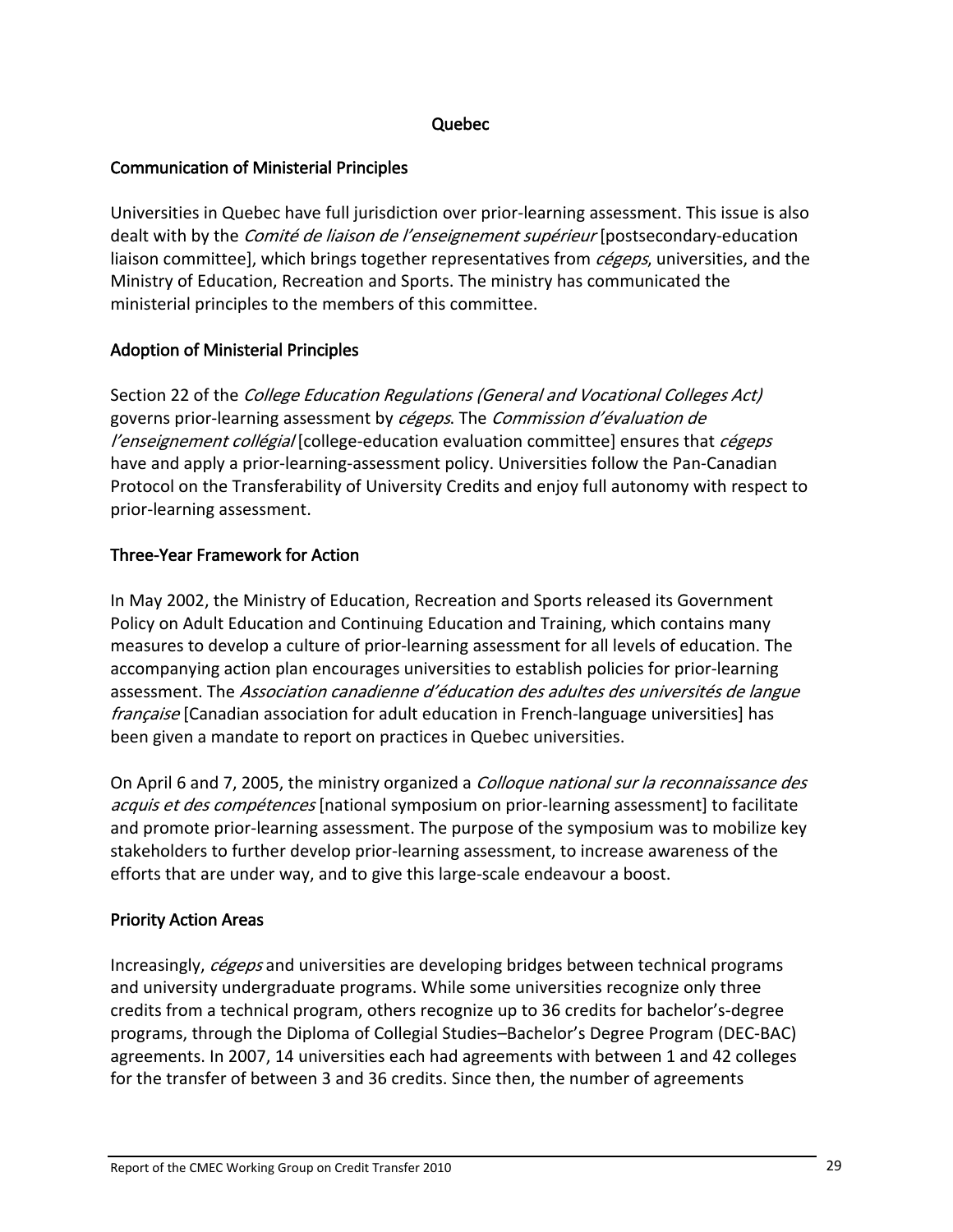# Quebec

## Communication of Ministerial Principles

Universities in Quebec have full jurisdiction over prior-learning assessment. This issue is also dealt with by the *Comité de liaison de l'enseignement supérieur* [postsecondary-education liaison committee], which brings together representatives from *cégeps*, universities, and the Ministry of Education, Recreation and Sports. The ministry has communicated the ministerial principles to the members of this committee.

## Adoption of Ministerial Principles

Section 22 of the *College Education Regulations (General and Vocational Colleges Act)* governs prior-learning assessment by *cégeps*. The *Commission d'évaluation de l'enseignement collégial* [college-education evaluation committee] ensures that *cégeps* have and apply a prior-learning-assessment policy. Universities follow the Pan-Canadian Protocol on the Transferability of University Credits and enjoy full autonomy with respect to prior-learning assessment.

## Three-Year Framework for Action

In May 2002, the Ministry of Education, Recreation and Sports released its Government Policy on Adult Education and Continuing Education and Training, which contains many measures to develop a culture of prior-learning assessment for all levels of education. The accompanying action plan encourages universities to establish policies for prior-learning assessment. The *Association canadienne d'éducation des adultes des universités de langue française* [Canadian association for adult education in French-language universities] has been given a mandate to report on practices in Quebec universities.

On April 6 and 7, 2005, the ministry organized a *Colloque national sur la reconnaissance des acquis et des compétences* [national symposium on prior-learning assessment] to facilitate and promote prior-learning assessment. The purpose of the symposium was to mobilize key stakeholders to further develop prior-learning assessment, to increase awareness of the efforts that are under way, and to give this large-scale endeavour a boost.

## Priority Action Areas

Increasingly, *cégeps* and universities are developing bridges between technical programs and university undergraduate programs. While some universities recognize only three credits from a technical program, others recognize up to 36 credits for bachelor's-degree programs, through the Diploma of Collegial Studies–Bachelor's Degree Program (DEC-BAC) agreements. In 2007, 14 universities each had agreements with between 1 and 42 colleges for the transfer of between 3 and 36 credits. Since then, the number of agreements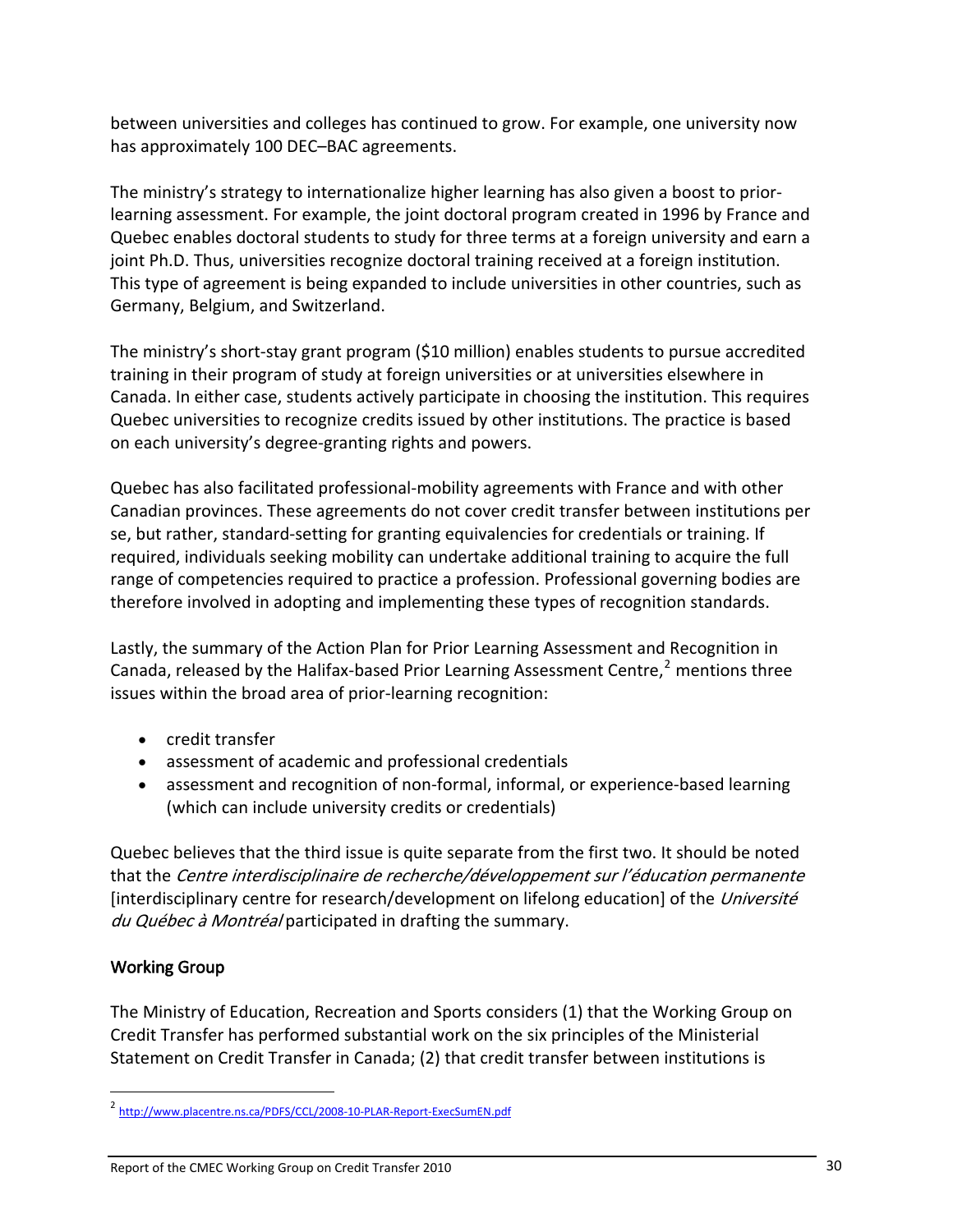between universities and colleges has continued to grow. For example, one university now has approximately 100 DEC–BAC agreements.

The ministry's strategy to internationalize higher learning has also given a boost to prior-learning assessment. For example, the joint doctoral program created in 1996 by France and Quebec enables doctoral students to study for three terms at a foreign university and earn a joint Ph.D. Thus, universities recognize doctoral training received at a foreign institution. This type of agreement is being expanded to include universities in other countries, such as Germany, Belgium, and Switzerland.

The ministry's short-stay grant program ($10 million) enables students to pursue accredited training in their program of study at foreign universities or at universities elsewhere in Canada. In either case, students actively participate in choosing the institution. This requires Quebec universities to recognize credits issued by other institutions. The practice is based on each university's degree-granting rights and powers.

Quebec has also facilitated professional-mobility agreements with France and with other Canadian provinces. These agreements do not cover credit transfer between institutions per se, but rather, standard-setting for granting equivalencies for credentials or training. If required, individuals seeking mobility can undertake additional training to acquire the full range of competencies required to practice a profession. Professional governing bodies are therefore involved in adopting and implementing these types of recognition standards.

Lastly, the summary of the Action Plan for Prior Learning Assessment and Recognition in Canada, released by the Halifax-based Prior Learning Assessment Centre,[2] mentions three issues within the broad area of prior-learning recognition:

- credit transfer
- assessment of academic and professional credentials
- assessment and recognition of non-formal, informal, or experience-based learning (which can include university credits or credentials)

Quebec believes that the third issue is quite separate from the first two. It should be noted that the *Centre interdisciplinaire de recherche/développement sur l'éducation permanente* [interdisciplinary centre for research/development on lifelong education] of the *Université du Québec à Montréal* participated in drafting the summary.

### Working Group

The Ministry of Education, Recreation and Sports considers (1) that the Working Group on Credit Transfer has performed substantial work on the six principles of the Ministerial Statement on Credit Transfer in Canada; (2) that credit transfer between institutions is

[2] http://www.placentre.ns.ca/PDFS/CCL/2008-10-PLAR-Report-ExecSumEN.pdf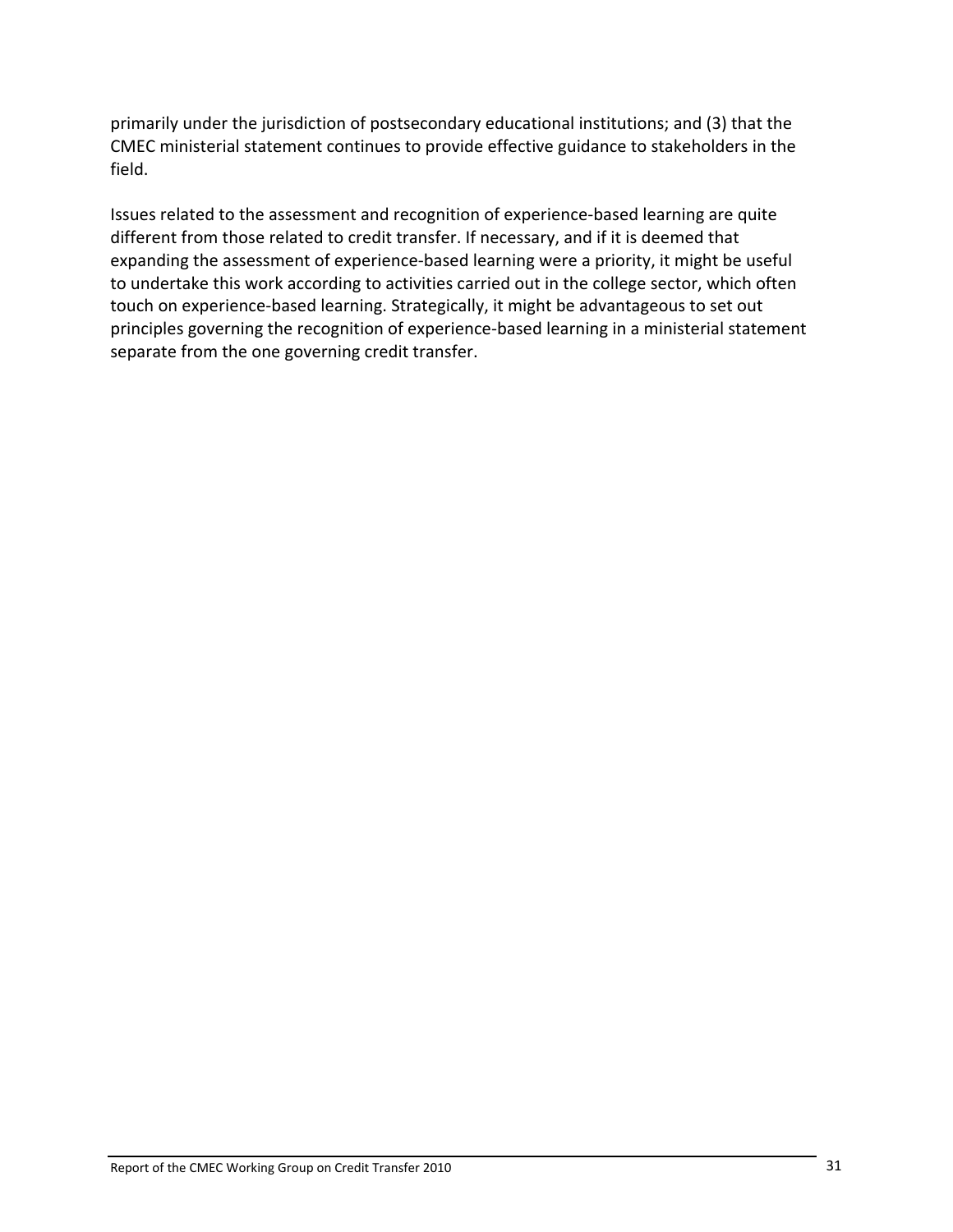primarily under the jurisdiction of postsecondary educational institutions; and (3) that the CMEC ministerial statement continues to provide effective guidance to stakeholders in the field.

Issues related to the assessment and recognition of experience-based learning are quite different from those related to credit transfer. If necessary, and if it is deemed that expanding the assessment of experience-based learning were a priority, it might be useful to undertake this work according to activities carried out in the college sector, which often touch on experience-based learning. Strategically, it might be advantageous to set out principles governing the recognition of experience-based learning in a ministerial statement separate from the one governing credit transfer.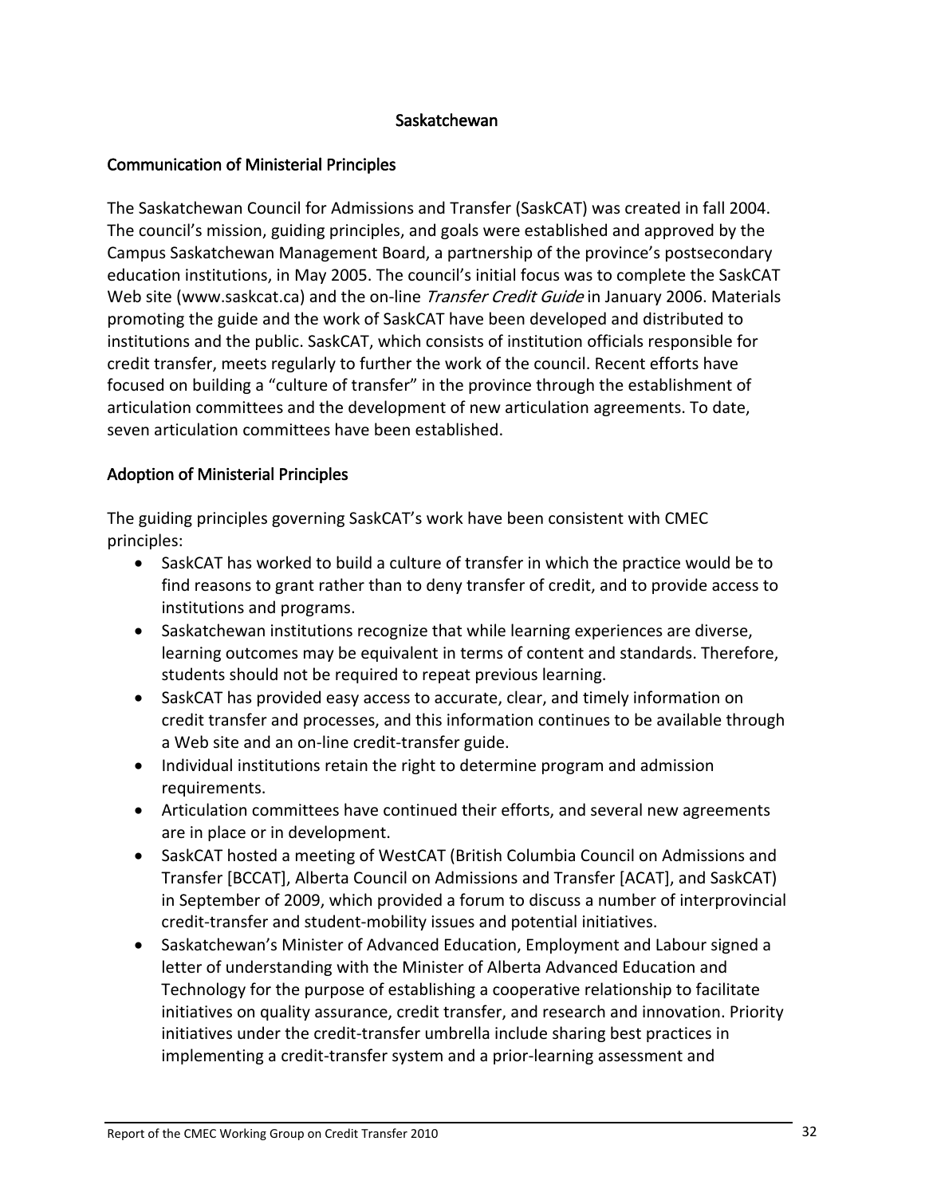# Saskatchewan

## Communication of Ministerial Principles

The Saskatchewan Council for Admissions and Transfer (SaskCAT) was created in fall 2004. The council's mission, guiding principles, and goals were established and approved by the Campus Saskatchewan Management Board, a partnership of the province's postsecondary education institutions, in May 2005. The council's initial focus was to complete the SaskCAT Web site (www.saskcat.ca) and the on-line *Transfer Credit Guide* in January 2006. Materials promoting the guide and the work of SaskCAT have been developed and distributed to institutions and the public. SaskCAT, which consists of institution officials responsible for credit transfer, meets regularly to further the work of the council. Recent efforts have focused on building a "culture of transfer" in the province through the establishment of articulation committees and the development of new articulation agreements. To date, seven articulation committees have been established.

## Adoption of Ministerial Principles

The guiding principles governing SaskCAT's work have been consistent with CMEC principles:

- SaskCAT has worked to build a culture of transfer in which the practice would be to find reasons to grant rather than to deny transfer of credit, and to provide access to institutions and programs.
- Saskatchewan institutions recognize that while learning experiences are diverse, learning outcomes may be equivalent in terms of content and standards. Therefore, students should not be required to repeat previous learning.
- SaskCAT has provided easy access to accurate, clear, and timely information on credit transfer and processes, and this information continues to be available through a Web site and an on-line credit-transfer guide.
- Individual institutions retain the right to determine program and admission requirements.
- Articulation committees have continued their efforts, and several new agreements are in place or in development.
- SaskCAT hosted a meeting of WestCAT (British Columbia Council on Admissions and Transfer [BCCAT], Alberta Council on Admissions and Transfer [ACAT], and SaskCAT) in September of 2009, which provided a forum to discuss a number of interprovincial credit-transfer and student-mobility issues and potential initiatives.
- Saskatchewan's Minister of Advanced Education, Employment and Labour signed a letter of understanding with the Minister of Alberta Advanced Education and Technology for the purpose of establishing a cooperative relationship to facilitate initiatives on quality assurance, credit transfer, and research and innovation. Priority initiatives under the credit-transfer umbrella include sharing best practices in implementing a credit-transfer system and a prior-learning assessment and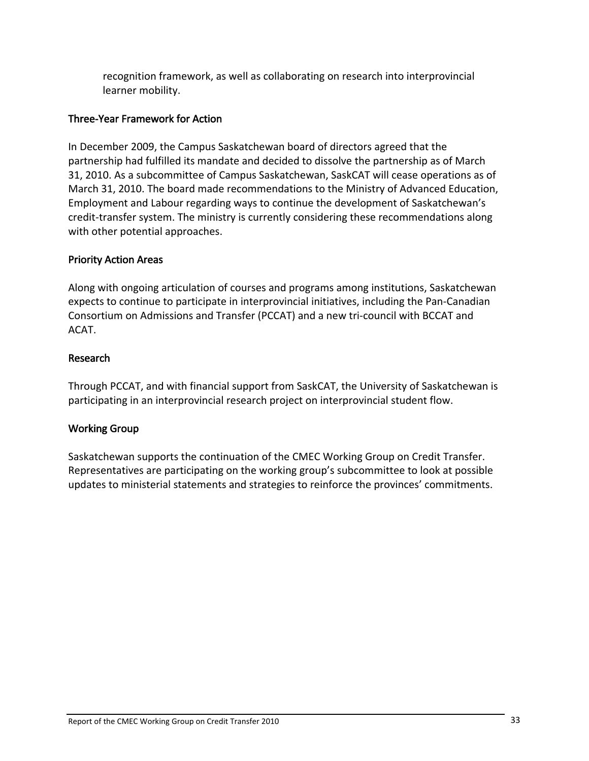recognition framework, as well as collaborating on research into interprovincial learner mobility.

### Three-Year Framework for Action

In December 2009, the Campus Saskatchewan board of directors agreed that the partnership had fulfilled its mandate and decided to dissolve the partnership as of March 31, 2010. As a subcommittee of Campus Saskatchewan, SaskCAT will cease operations as of March 31, 2010. The board made recommendations to the Ministry of Advanced Education, Employment and Labour regarding ways to continue the development of Saskatchewan's credit-transfer system. The ministry is currently considering these recommendations along with other potential approaches.

### Priority Action Areas

Along with ongoing articulation of courses and programs among institutions, Saskatchewan expects to continue to participate in interprovincial initiatives, including the Pan-Canadian Consortium on Admissions and Transfer (PCCAT) and a new tri-council with BCCAT and ACAT.

### Research

Through PCCAT, and with financial support from SaskCAT, the University of Saskatchewan is participating in an interprovincial research project on interprovincial student flow.

### Working Group

Saskatchewan supports the continuation of the CMEC Working Group on Credit Transfer. Representatives are participating on the working group's subcommittee to look at possible updates to ministerial statements and strategies to reinforce the provinces' commitments.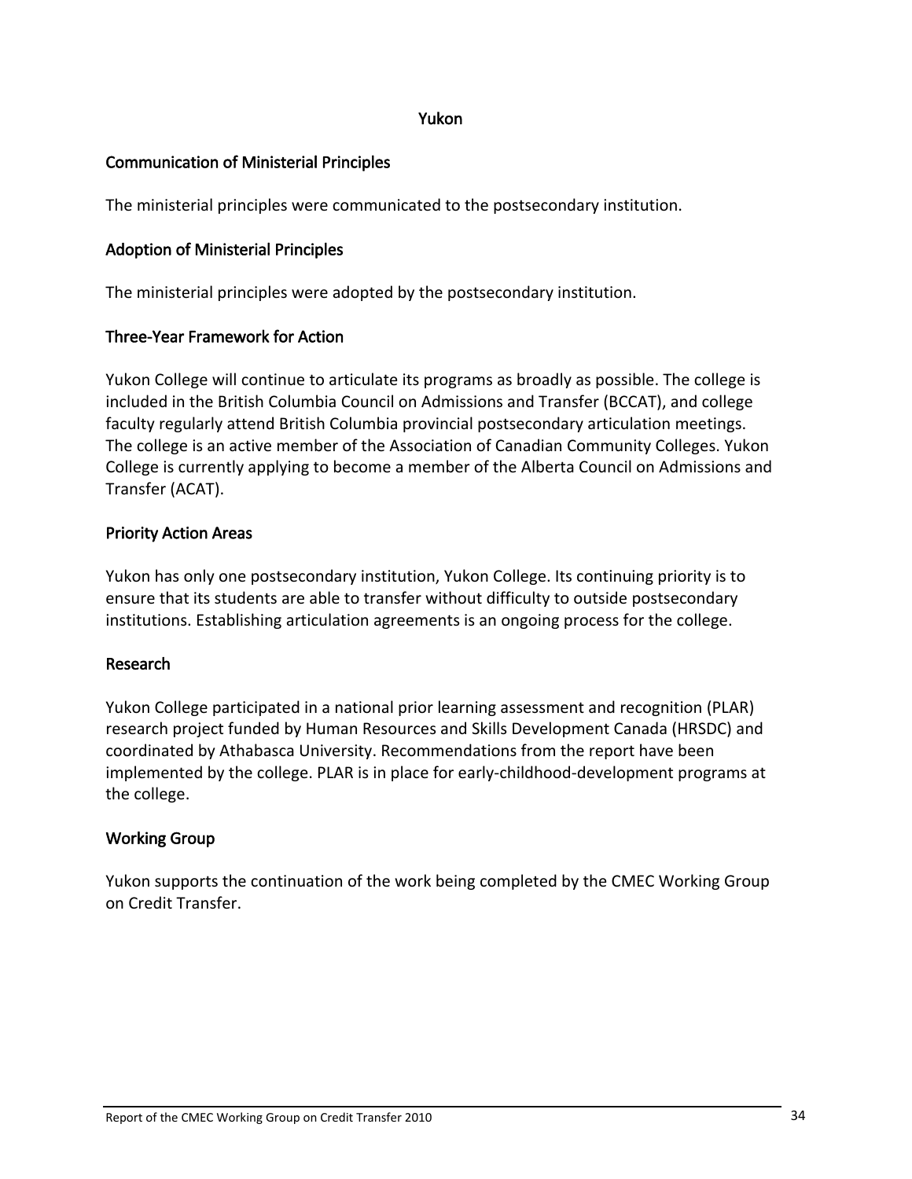## Yukon

### Communication of Ministerial Principles

The ministerial principles were communicated to the postsecondary institution.

### Adoption of Ministerial Principles

The ministerial principles were adopted by the postsecondary institution.

### Three-Year Framework for Action

Yukon College will continue to articulate its programs as broadly as possible. The college is included in the British Columbia Council on Admissions and Transfer (BCCAT), and college faculty regularly attend British Columbia provincial postsecondary articulation meetings. The college is an active member of the Association of Canadian Community Colleges. Yukon College is currently applying to become a member of the Alberta Council on Admissions and Transfer (ACAT).

### Priority Action Areas

Yukon has only one postsecondary institution, Yukon College. Its continuing priority is to ensure that its students are able to transfer without difficulty to outside postsecondary institutions. Establishing articulation agreements is an ongoing process for the college.

### Research

Yukon College participated in a national prior learning assessment and recognition (PLAR) research project funded by Human Resources and Skills Development Canada (HRSDC) and coordinated by Athabasca University. Recommendations from the report have been implemented by the college. PLAR is in place for early-childhood-development programs at the college.

### Working Group

Yukon supports the continuation of the work being completed by the CMEC Working Group on Credit Transfer.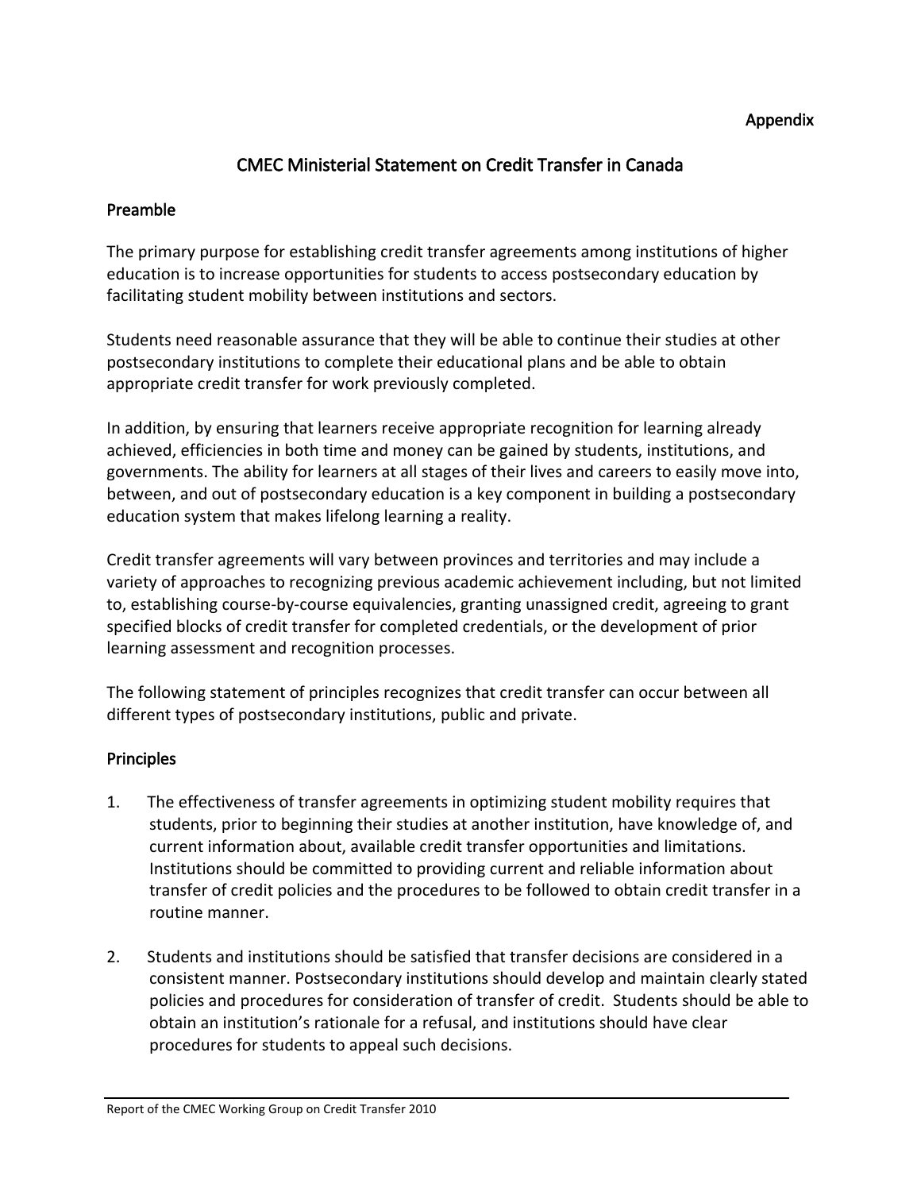Appendix

# CMEC Ministerial Statement on Credit Transfer in Canada

## Preamble

The primary purpose for establishing credit transfer agreements among institutions of higher education is to increase opportunities for students to access postsecondary education by facilitating student mobility between institutions and sectors.

Students need reasonable assurance that they will be able to continue their studies at other postsecondary institutions to complete their educational plans and be able to obtain appropriate credit transfer for work previously completed.

In addition, by ensuring that learners receive appropriate recognition for learning already achieved, efficiencies in both time and money can be gained by students, institutions, and governments. The ability for learners at all stages of their lives and careers to easily move into, between, and out of postsecondary education is a key component in building a postsecondary education system that makes lifelong learning a reality.

Credit transfer agreements will vary between provinces and territories and may include a variety of approaches to recognizing previous academic achievement including, but not limited to, establishing course-by-course equivalencies, granting unassigned credit, agreeing to grant specified blocks of credit transfer for completed credentials, or the development of prior learning assessment and recognition processes.

The following statement of principles recognizes that credit transfer can occur between all different types of postsecondary institutions, public and private.

## Principles

1. The effectiveness of transfer agreements in optimizing student mobility requires that students, prior to beginning their studies at another institution, have knowledge of, and current information about, available credit transfer opportunities and limitations. Institutions should be committed to providing current and reliable information about transfer of credit policies and the procedures to be followed to obtain credit transfer in a routine manner.

2. Students and institutions should be satisfied that transfer decisions are considered in a consistent manner. Postsecondary institutions should develop and maintain clearly stated policies and procedures for consideration of transfer of credit. Students should be able to obtain an institution's rationale for a refusal, and institutions should have clear procedures for students to appeal such decisions.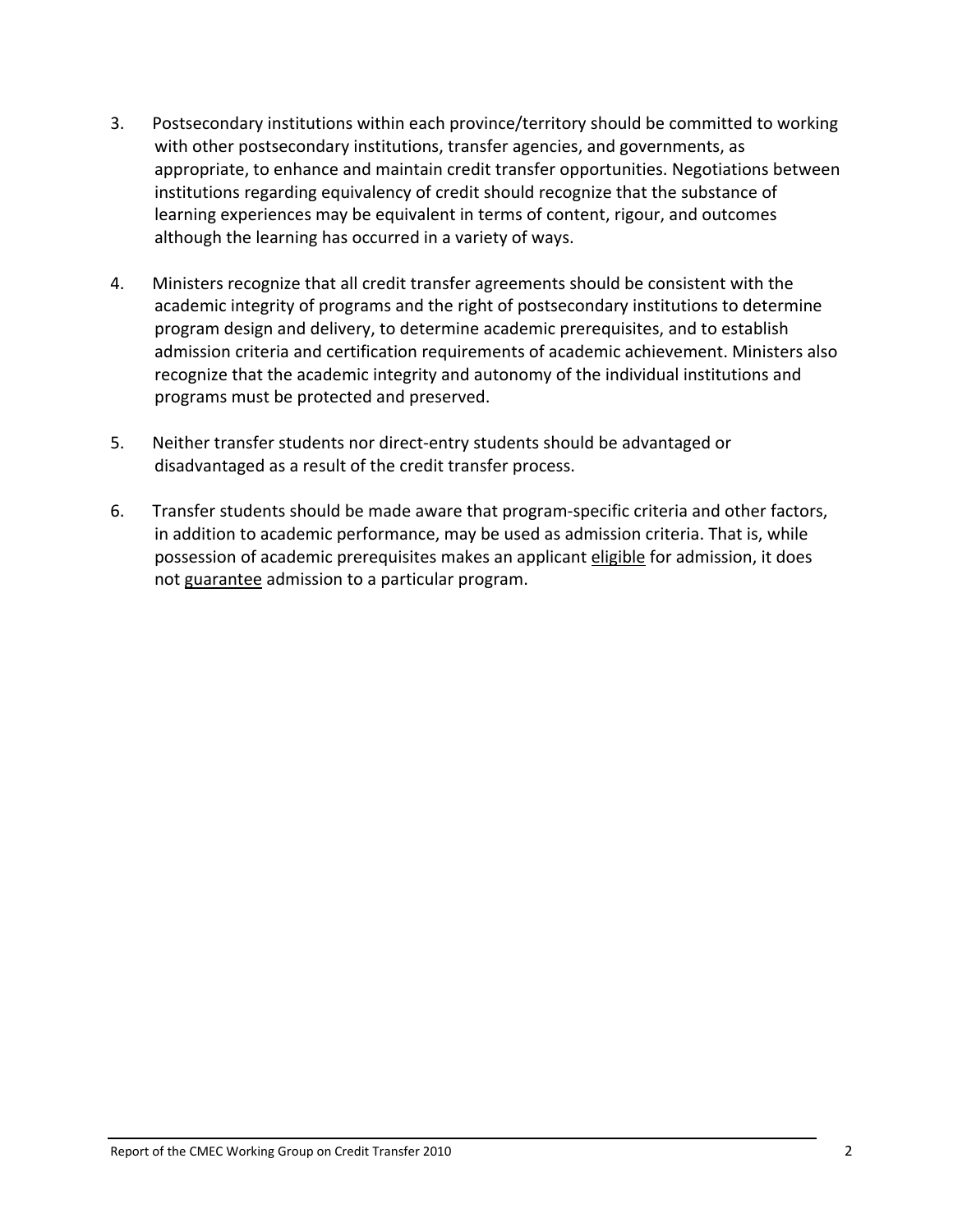3. Postsecondary institutions within each province/territory should be committed to working with other postsecondary institutions, transfer agencies, and governments, as appropriate, to enhance and maintain credit transfer opportunities. Negotiations between institutions regarding equivalency of credit should recognize that the substance of learning experiences may be equivalent in terms of content, rigour, and outcomes although the learning has occurred in a variety of ways.

4. Ministers recognize that all credit transfer agreements should be consistent with the academic integrity of programs and the right of postsecondary institutions to determine program design and delivery, to determine academic prerequisites, and to establish admission criteria and certification requirements of academic achievement. Ministers also recognize that the academic integrity and autonomy of the individual institutions and programs must be protected and preserved.

5. Neither transfer students nor direct-entry students should be advantaged or disadvantaged as a result of the credit transfer process.

6. Transfer students should be made aware that program-specific criteria and other factors, in addition to academic performance, may be used as admission criteria. That is, while possession of academic prerequisites makes an applicant <u>eligible</u> for admission, it does not <u>guarantee</u> admission to a particular program.